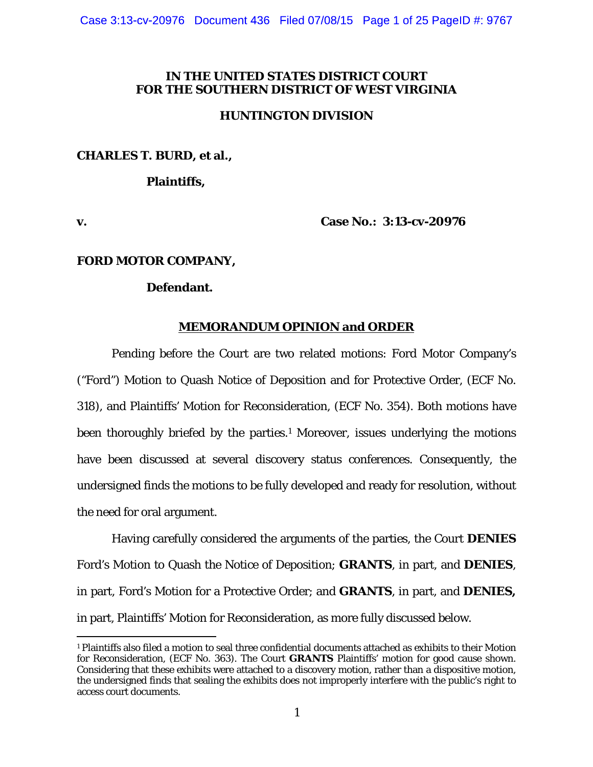**IN THE UNITED STATES DISTRICT COURT FOR THE SOUTHERN DISTRICT OF WEST VIRGINIA**

**HUNTINGTON DIVISION**

**CHARLES T. BURD, et al.,**

**Plaintiffs,**

**v. Case No.: 3:13-cv-20976**

**FORD MOTOR COMPANY,**

**Defendant.**

## MEMORANDUM OPINION and ORDER

Pending before the Court are two related motions: Ford Motor Company's ("Ford") Motion to Quash Notice of Deposition and for Protective Order, (ECF No. 318), and Plaintiffs' Motion for Reconsideration, (ECF No. 354). Both motions have been thoroughly briefed by the parties.[1] Moreover, issues underlying the motions have been discussed at several discovery status conferences. Consequently, the undersigned finds the motions to be fully developed and ready for resolution, without the need for oral argument.

Having carefully considered the arguments of the parties, the Court **DENIES** Ford's Motion to Quash the Notice of Deposition; **GRANTS**, in part, and **DENIES**, in part, Ford's Motion for a Protective Order; and **GRANTS**, in part, and **DENIES,** in part, Plaintiffs' Motion for Reconsideration, as more fully discussed below.

[1] Plaintiffs also filed a motion to seal three confidential documents attached as exhibits to their Motion for Reconsideration, (ECF No. 363). The Court **GRANTS** Plaintiffs' motion for good cause shown. Considering that these exhibits were attached to a discovery motion, rather than a dispositive motion, the undersigned finds that sealing the exhibits does not improperly interfere with the public's right to access court documents.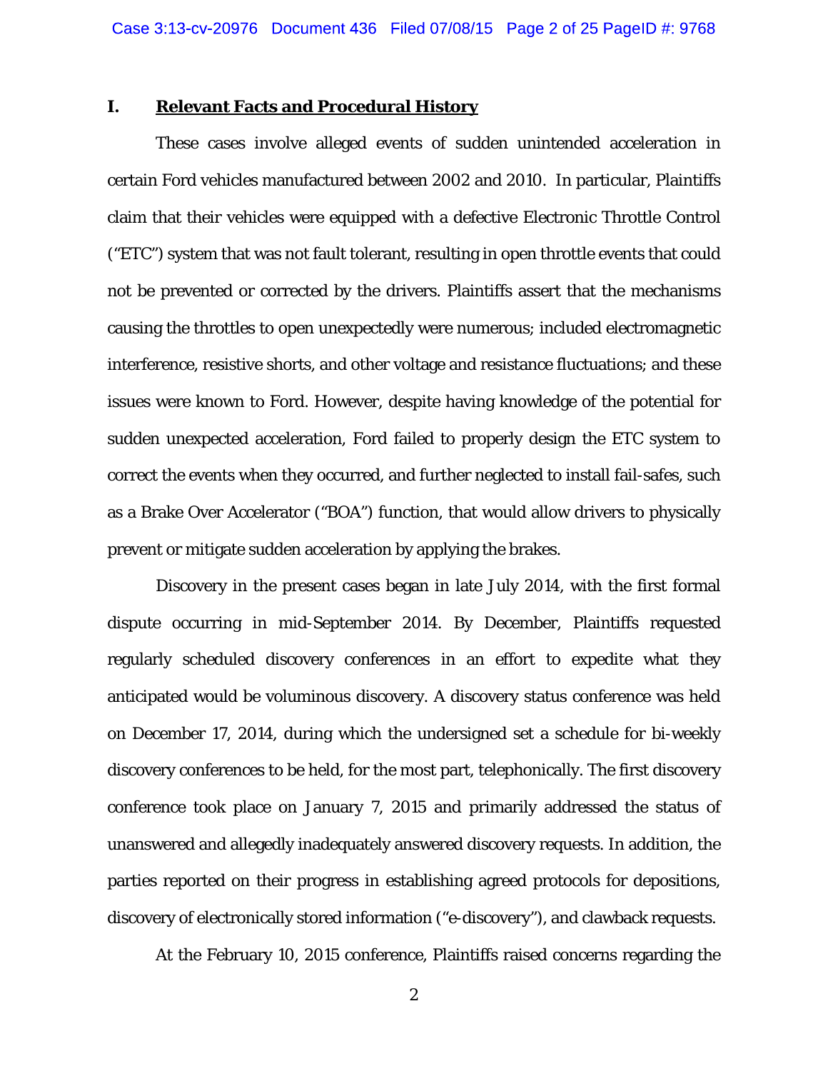## I. **Relevant Facts and Procedural History**

These cases involve alleged events of sudden unintended acceleration in certain Ford vehicles manufactured between 2002 and 2010. In particular, Plaintiffs claim that their vehicles were equipped with a defective Electronic Throttle Control ("ETC") system that was not fault tolerant, resulting in open throttle events that could not be prevented or corrected by the drivers. Plaintiffs assert that the mechanisms causing the throttles to open unexpectedly were numerous; included electromagnetic interference, resistive shorts, and other voltage and resistance fluctuations; and these issues were known to Ford. However, despite having knowledge of the potential for sudden unexpected acceleration, Ford failed to properly design the ETC system to correct the events when they occurred, and further neglected to install fail-safes, such as a Brake Over Accelerator ("BOA") function, that would allow drivers to physically prevent or mitigate sudden acceleration by applying the brakes.

Discovery in the present cases began in late July 2014, with the first formal dispute occurring in mid-September 2014. By December, Plaintiffs requested regularly scheduled discovery conferences in an effort to expedite what they anticipated would be voluminous discovery. A discovery status conference was held on December 17, 2014, during which the undersigned set a schedule for bi-weekly discovery conferences to be held, for the most part, telephonically. The first discovery conference took place on January 7, 2015 and primarily addressed the status of unanswered and allegedly inadequately answered discovery requests. In addition, the parties reported on their progress in establishing agreed protocols for depositions, discovery of electronically stored information ("e-discovery"), and clawback requests.

At the February 10, 2015 conference, Plaintiffs raised concerns regarding the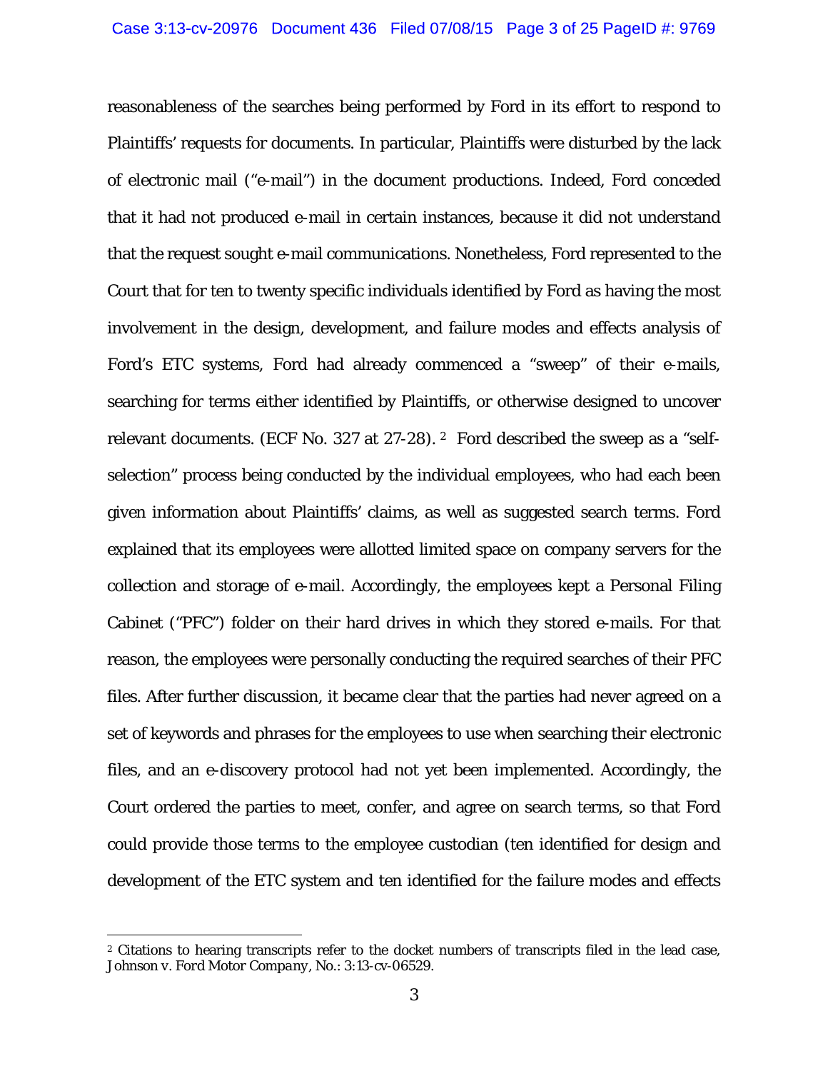reasonableness of the searches being performed by Ford in its effort to respond to Plaintiffs' requests for documents. In particular, Plaintiffs were disturbed by the lack of electronic mail ("e-mail") in the document productions. Indeed, Ford conceded that it had not produced e-mail in certain instances, because it did not understand that the request sought e-mail communications. Nonetheless, Ford represented to the Court that for ten to twenty specific individuals identified by Ford as having the most involvement in the design, development, and failure modes and effects analysis of Ford's ETC systems, Ford had already commenced a "sweep" of their e-mails, searching for terms either identified by Plaintiffs, or otherwise designed to uncover relevant documents. (ECF No. 327 at 27-28). [2] Ford described the sweep as a "self-selection" process being conducted by the individual employees, who had each been given information about Plaintiffs' claims, as well as suggested search terms. Ford explained that its employees were allotted limited space on company servers for the collection and storage of e-mail. Accordingly, the employees kept a Personal Filing Cabinet ("PFC") folder on their hard drives in which they stored e-mails. For that reason, the employees were personally conducting the required searches of their PFC files. After further discussion, it became clear that the parties had never agreed on a set of keywords and phrases for the employees to use when searching their electronic files, and an e-discovery protocol had not yet been implemented. Accordingly, the Court ordered the parties to meet, confer, and agree on search terms, so that Ford could provide those terms to the employee custodian (ten identified for design and development of the ETC system and ten identified for the failure modes and effects

[2] Citations to hearing transcripts refer to the docket numbers of transcripts filed in the lead case, *Johnson v. Ford Motor Company*, No.: 3:13-cv-06529.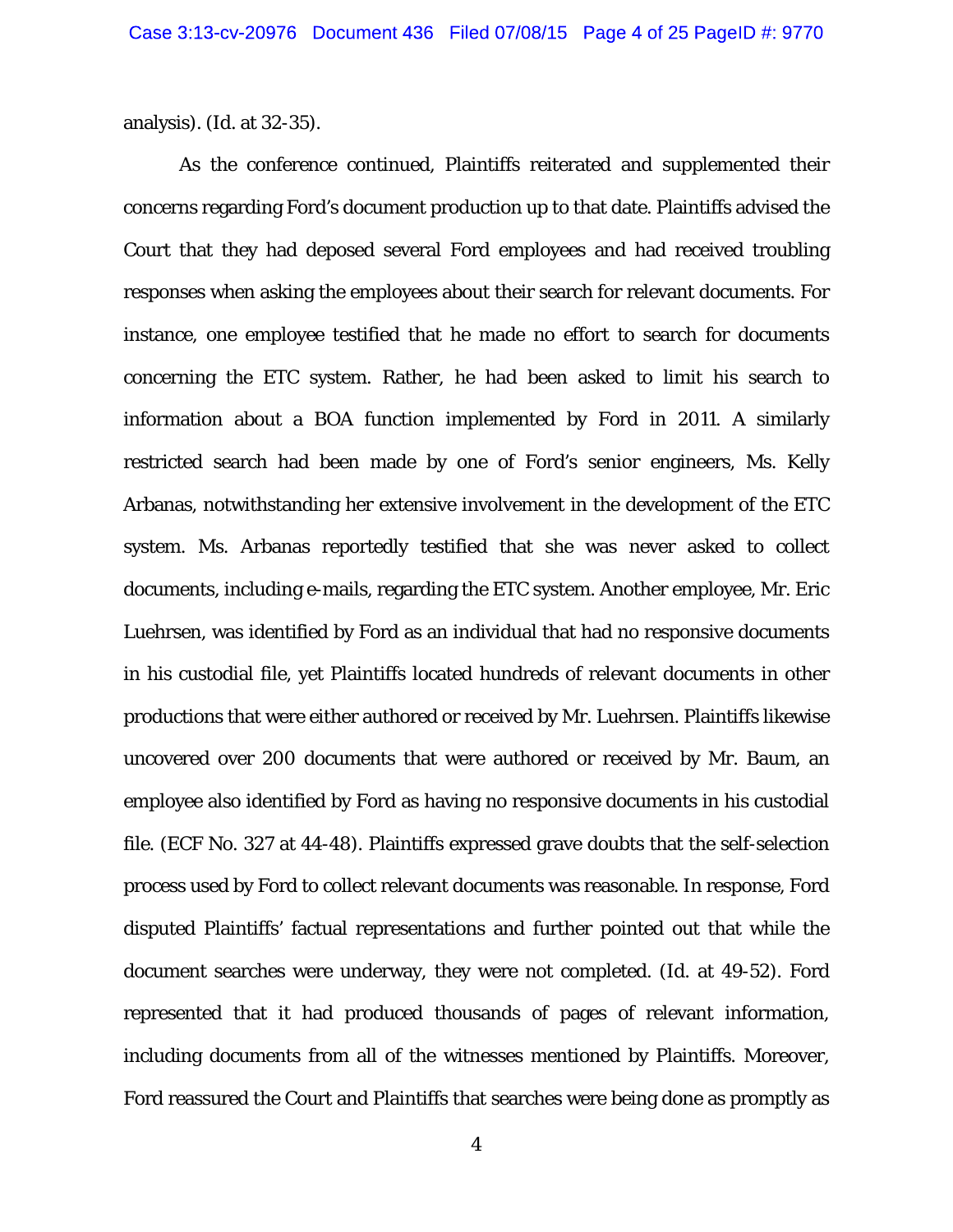analysis). (Id. at 32-35).

As the conference continued, Plaintiffs reiterated and supplemented their concerns regarding Ford's document production up to that date. Plaintiffs advised the Court that they had deposed several Ford employees and had received troubling responses when asking the employees about their search for relevant documents. For instance, one employee testified that he made no effort to search for documents concerning the ETC system. Rather, he had been asked to limit his search to information about a BOA function implemented by Ford in 2011. A similarly restricted search had been made by one of Ford's senior engineers, Ms. Kelly Arbanas, notwithstanding her extensive involvement in the development of the ETC system. Ms. Arbanas reportedly testified that she was never asked to collect documents, including e-mails, regarding the ETC system. Another employee, Mr. Eric Luehrsen, was identified by Ford as an individual that had no responsive documents in his custodial file, yet Plaintiffs located hundreds of relevant documents in other productions that were either authored or received by Mr. Luehrsen. Plaintiffs likewise uncovered over 200 documents that were authored or received by Mr. Baum, an employee also identified by Ford as having no responsive documents in his custodial file. (ECF No. 327 at 44-48). Plaintiffs expressed grave doubts that the self-selection process used by Ford to collect relevant documents was reasonable. In response, Ford disputed Plaintiffs' factual representations and further pointed out that while the document searches were underway, they were not completed. (Id. at 49-52). Ford represented that it had produced thousands of pages of relevant information, including documents from all of the witnesses mentioned by Plaintiffs. Moreover, Ford reassured the Court and Plaintiffs that searches were being done as promptly as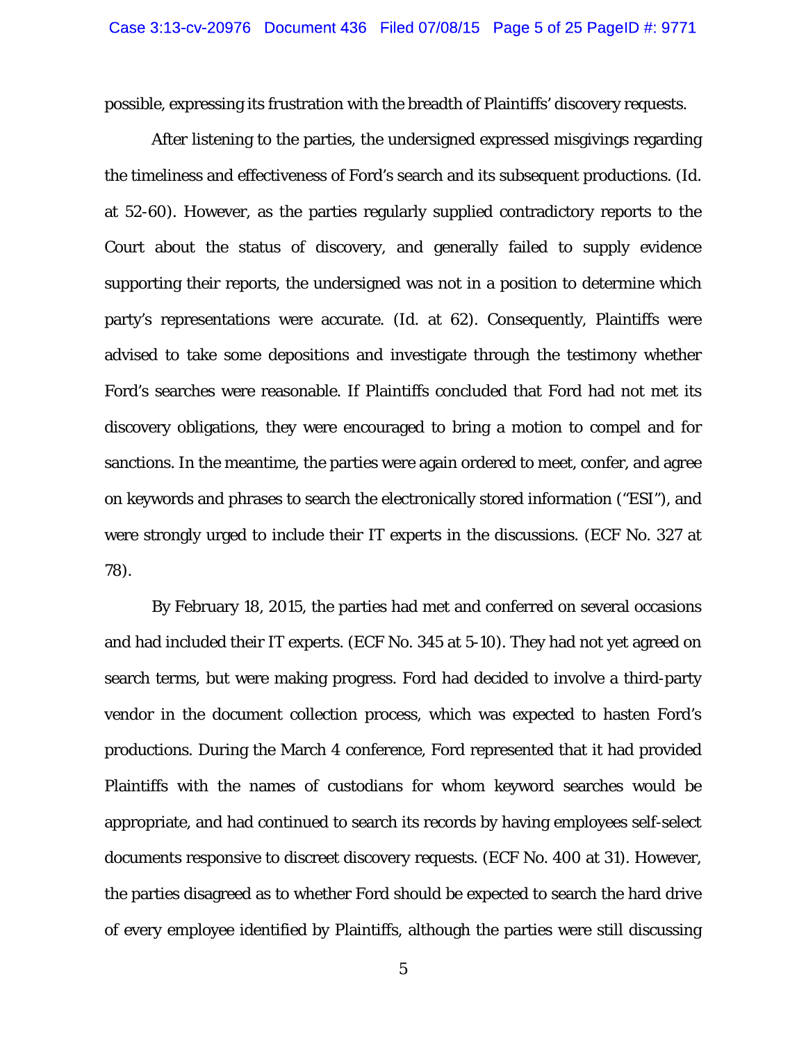possible, expressing its frustration with the breadth of Plaintiffs' discovery requests.

After listening to the parties, the undersigned expressed misgivings regarding the timeliness and effectiveness of Ford's search and its subsequent productions. (Id. at 52-60). However, as the parties regularly supplied contradictory reports to the Court about the status of discovery, and generally failed to supply evidence supporting their reports, the undersigned was not in a position to determine which party's representations were accurate. (Id. at 62). Consequently, Plaintiffs were advised to take some depositions and investigate through the testimony whether Ford's searches were reasonable. If Plaintiffs concluded that Ford had not met its discovery obligations, they were encouraged to bring a motion to compel and for sanctions. In the meantime, the parties were again ordered to meet, confer, and agree on keywords and phrases to search the electronically stored information ("ESI"), and were strongly urged to include their IT experts in the discussions. (ECF No. 327 at 78).

By February 18, 2015, the parties had met and conferred on several occasions and had included their IT experts. (ECF No. 345 at 5-10). They had not yet agreed on search terms, but were making progress. Ford had decided to involve a third-party vendor in the document collection process, which was expected to hasten Ford's productions. During the March 4 conference, Ford represented that it had provided Plaintiffs with the names of custodians for whom keyword searches would be appropriate, and had continued to search its records by having employees self-select documents responsive to discreet discovery requests. (ECF No. 400 at 31). However, the parties disagreed as to whether Ford should be expected to search the hard drive of every employee identified by Plaintiffs, although the parties were still discussing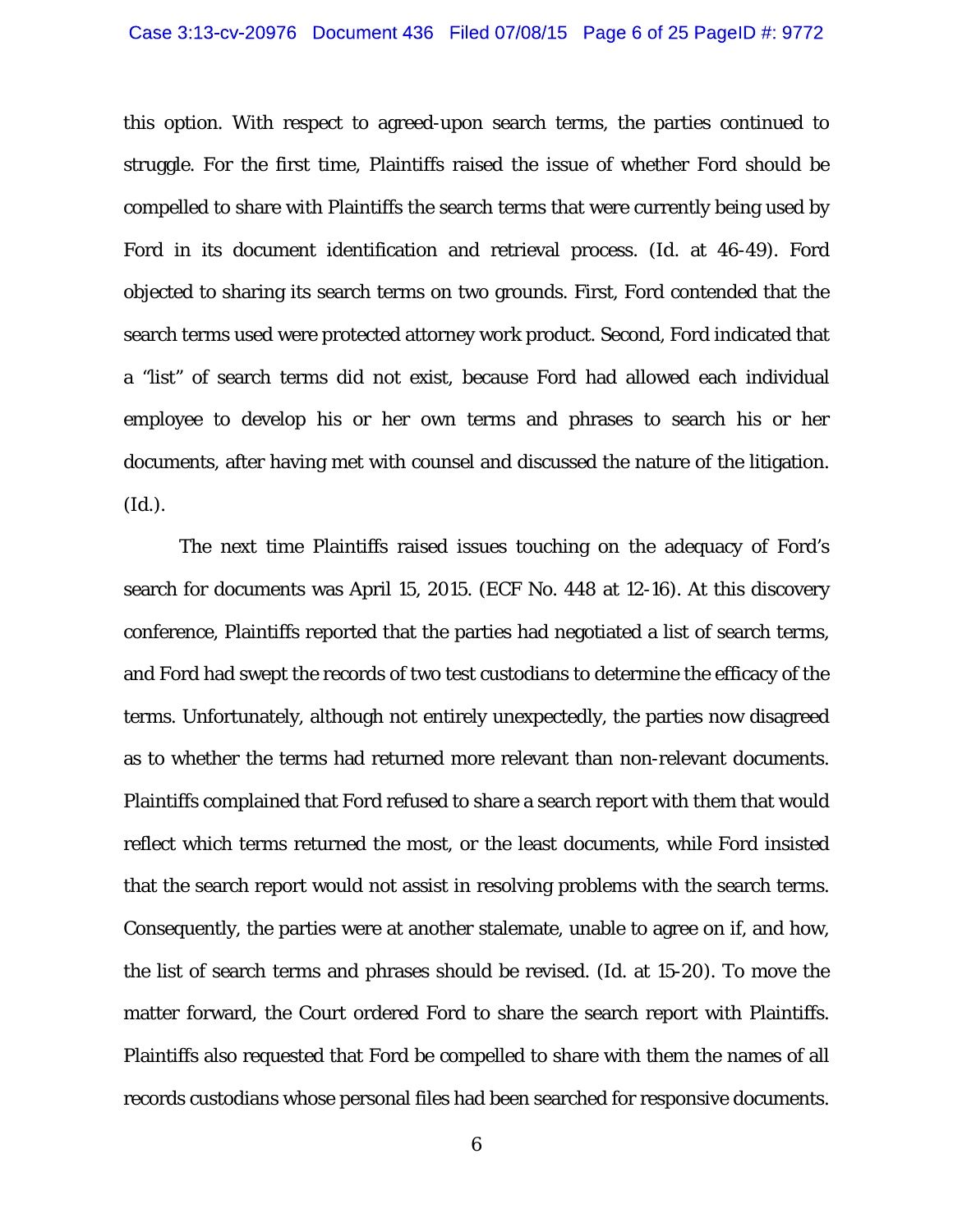this option. With respect to agreed-upon search terms, the parties continued to struggle. For the first time, Plaintiffs raised the issue of whether Ford should be compelled to share with Plaintiffs the search terms that were currently being used by Ford in its document identification and retrieval process. (Id. at 46-49). Ford objected to sharing its search terms on two grounds. First, Ford contended that the search terms used were protected attorney work product. Second, Ford indicated that a "list" of search terms did not exist, because Ford had allowed each individual employee to develop his or her own terms and phrases to search his or her documents, after having met with counsel and discussed the nature of the litigation. (Id.).

The next time Plaintiffs raised issues touching on the adequacy of Ford's search for documents was April 15, 2015. (ECF No. 448 at 12-16). At this discovery conference, Plaintiffs reported that the parties had negotiated a list of search terms, and Ford had swept the records of two test custodians to determine the efficacy of the terms. Unfortunately, although not entirely unexpectedly, the parties now disagreed as to whether the terms had returned more relevant than non-relevant documents. Plaintiffs complained that Ford refused to share a search report with them that would reflect which terms returned the most, or the least documents, while Ford insisted that the search report would not assist in resolving problems with the search terms. Consequently, the parties were at another stalemate, unable to agree on if, and how, the list of search terms and phrases should be revised. (Id. at 15-20). To move the matter forward, the Court ordered Ford to share the search report with Plaintiffs. Plaintiffs also requested that Ford be compelled to share with them the names of all records custodians whose personal files had been searched for responsive documents.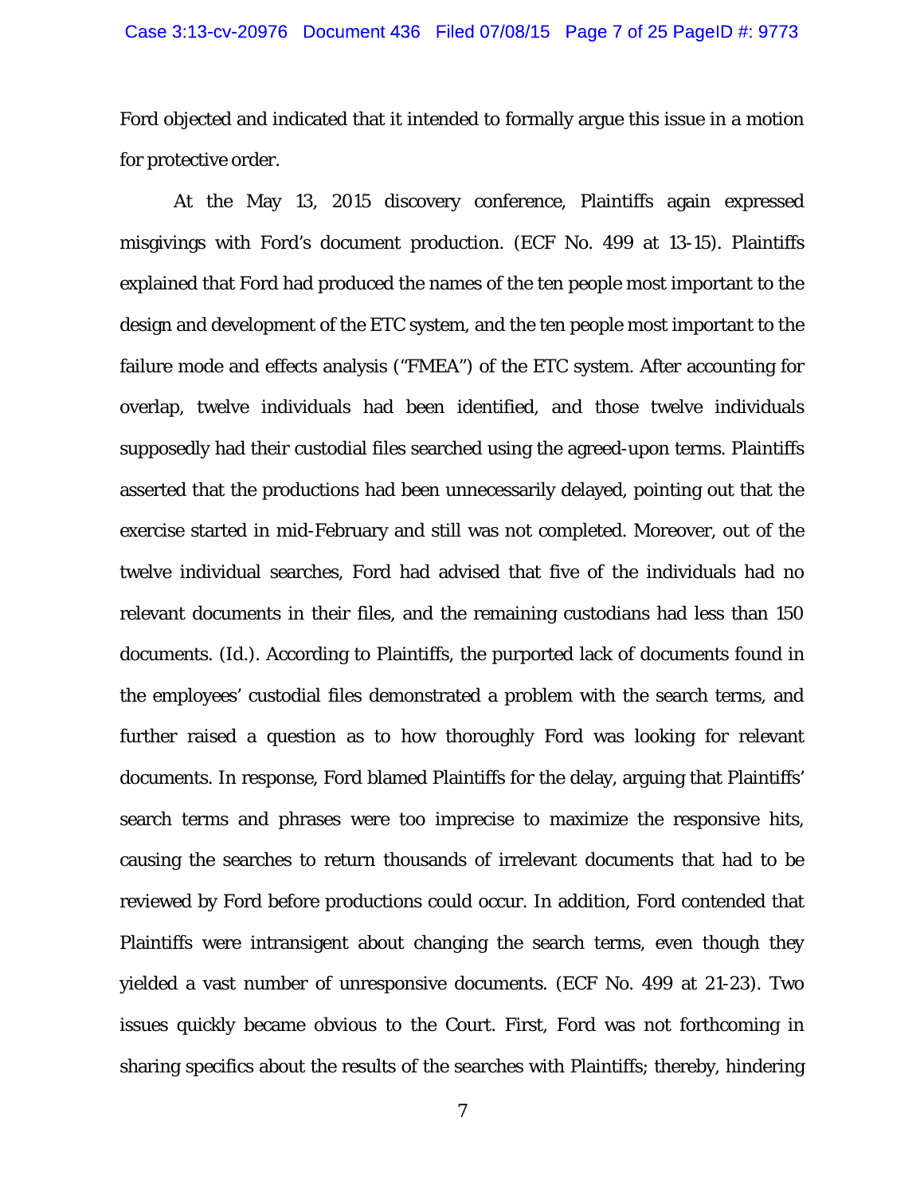Ford objected and indicated that it intended to formally argue this issue in a motion for protective order.

At the May 13, 2015 discovery conference, Plaintiffs again expressed misgivings with Ford's document production. (ECF No. 499 at 13-15). Plaintiffs explained that Ford had produced the names of the ten people most important to the design and development of the ETC system, and the ten people most important to the failure mode and effects analysis ("FMEA") of the ETC system. After accounting for overlap, twelve individuals had been identified, and those twelve individuals supposedly had their custodial files searched using the agreed-upon terms. Plaintiffs asserted that the productions had been unnecessarily delayed, pointing out that the exercise started in mid-February and still was not completed. Moreover, out of the twelve individual searches, Ford had advised that five of the individuals had no relevant documents in their files, and the remaining custodians had less than 150 documents. (Id.). According to Plaintiffs, the purported lack of documents found in the employees' custodial files demonstrated a problem with the search terms, and further raised a question as to how thoroughly Ford was looking for relevant documents. In response, Ford blamed Plaintiffs for the delay, arguing that Plaintiffs' search terms and phrases were too imprecise to maximize the responsive hits, causing the searches to return thousands of irrelevant documents that had to be reviewed by Ford before productions could occur. In addition, Ford contended that Plaintiffs were intransigent about changing the search terms, even though they yielded a vast number of unresponsive documents. (ECF No. 499 at 21-23). Two issues quickly became obvious to the Court. First, Ford was not forthcoming in sharing specifics about the results of the searches with Plaintiffs; thereby, hindering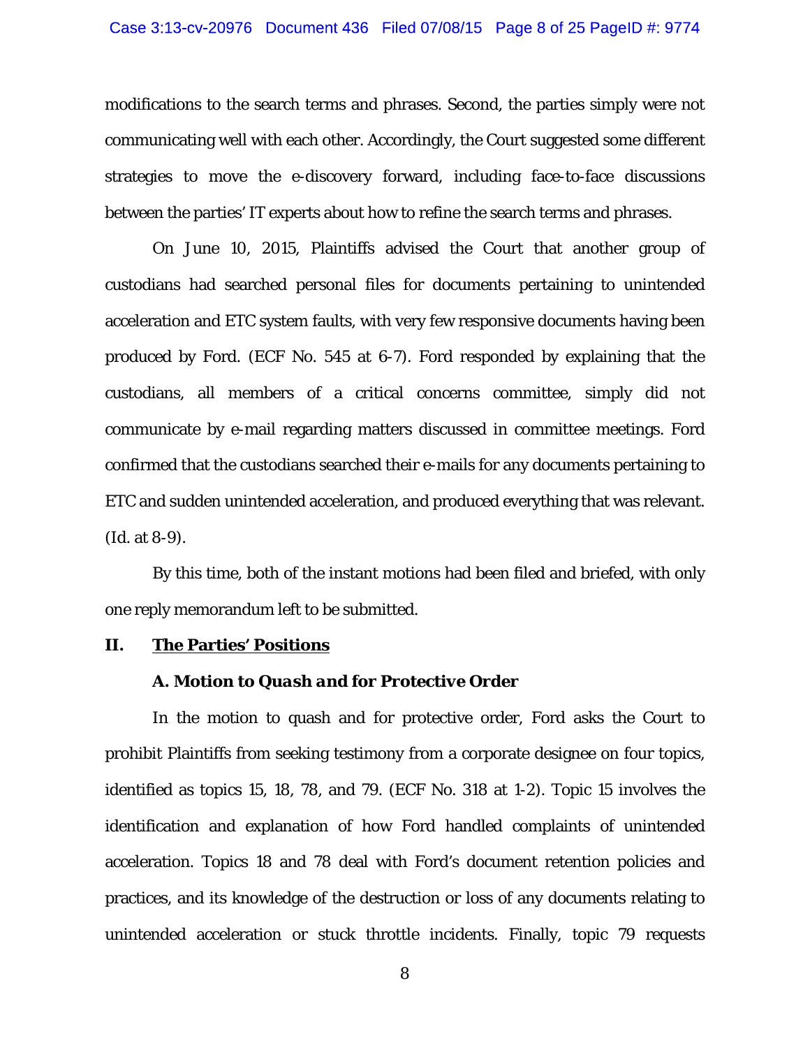modifications to the search terms and phrases. Second, the parties simply were not communicating well with each other. Accordingly, the Court suggested some different strategies to move the e-discovery forward, including face-to-face discussions between the parties' IT experts about how to refine the search terms and phrases.

On June 10, 2015, Plaintiffs advised the Court that another group of custodians had searched personal files for documents pertaining to unintended acceleration and ETC system faults, with very few responsive documents having been produced by Ford. (ECF No. 545 at 6-7). Ford responded by explaining that the custodians, all members of a critical concerns committee, simply did not communicate by e-mail regarding matters discussed in committee meetings. Ford confirmed that the custodians searched their e-mails for any documents pertaining to ETC and sudden unintended acceleration, and produced everything that was relevant. (Id. at 8-9).

By this time, both of the instant motions had been filed and briefed, with only one reply memorandum left to be submitted.

## II. The Parties' Positions

### A. Motion to *Quash* and for Protective Order

In the motion to quash and for protective order, Ford asks the Court to prohibit Plaintiffs from seeking testimony from a corporate designee on four topics, identified as topics 15, 18, 78, and 79. (ECF No. 318 at 1-2). Topic 15 involves the identification and explanation of how Ford handled complaints of unintended acceleration. Topics 18 and 78 deal with Ford's document retention policies and practices, and its knowledge of the destruction or loss of any documents relating to unintended acceleration or stuck throttle incidents. Finally, topic 79 requests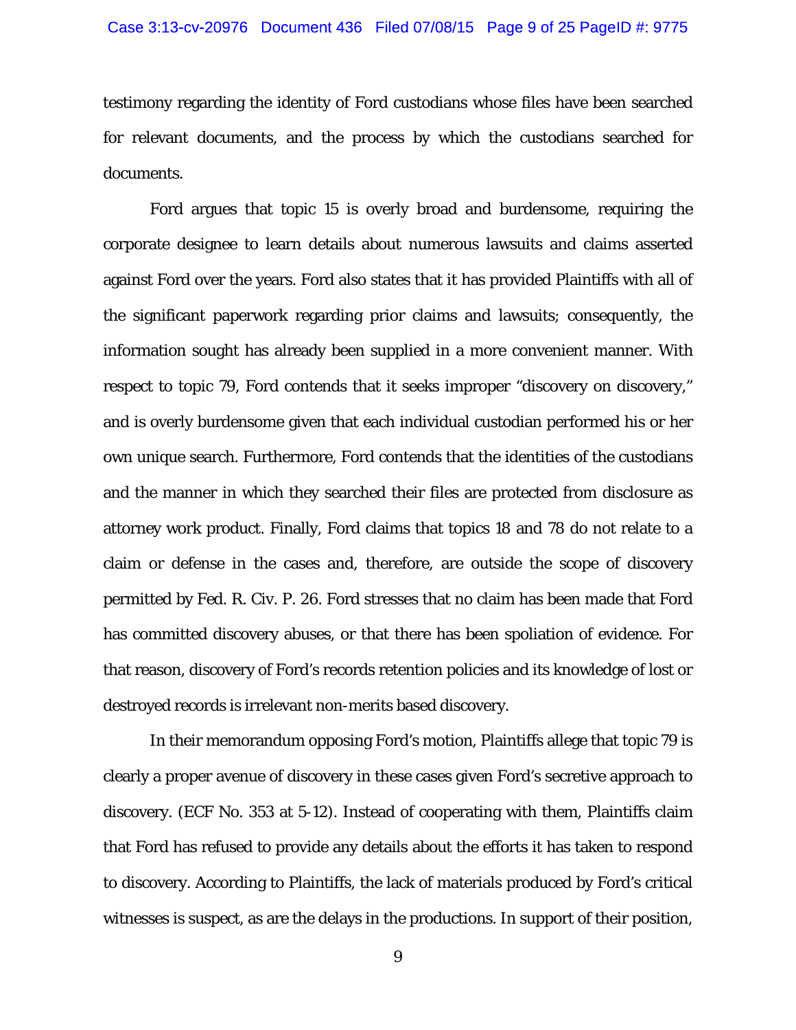testimony regarding the identity of Ford custodians whose files have been searched for relevant documents, and the process by which the custodians searched for documents.

Ford argues that topic 15 is overly broad and burdensome, requiring the corporate designee to learn details about numerous lawsuits and claims asserted against Ford over the years. Ford also states that it has provided Plaintiffs with all of the significant paperwork regarding prior claims and lawsuits; consequently, the information sought has already been supplied in a more convenient manner. With respect to topic 79, Ford contends that it seeks improper "discovery on discovery," and is overly burdensome given that each individual custodian performed his or her own unique search. Furthermore, Ford contends that the identities of the custodians and the manner in which they searched their files are protected from disclosure as attorney work product. Finally, Ford claims that topics 18 and 78 do not relate to a claim or defense in the cases and, therefore, are outside the scope of discovery permitted by Fed. R. Civ. P. 26. Ford stresses that no claim has been made that Ford has committed discovery abuses, or that there has been spoliation of evidence. For that reason, discovery of Ford's records retention policies and its knowledge of lost or destroyed records is irrelevant non-merits based discovery.

In their memorandum opposing Ford's motion, Plaintiffs allege that topic 79 is clearly a proper avenue of discovery in these cases given Ford's secretive approach to discovery. (ECF No. 353 at 5-12). Instead of cooperating with them, Plaintiffs claim that Ford has refused to provide any details about the efforts it has taken to respond to discovery. According to Plaintiffs, the lack of materials produced by Ford's critical witnesses is suspect, as are the delays in the productions. In support of their position,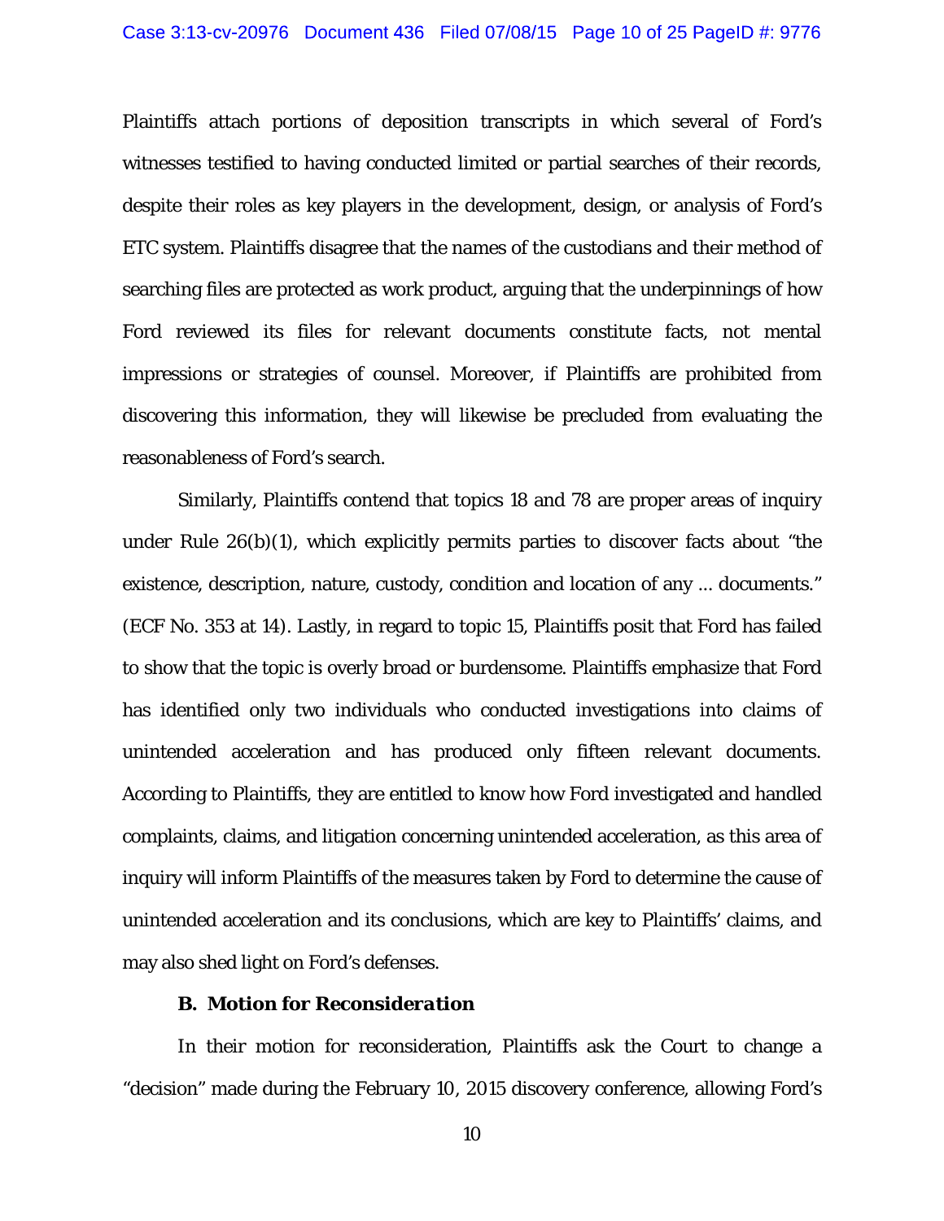Plaintiffs attach portions of deposition transcripts in which several of Ford's witnesses testified to having conducted limited or partial searches of their records, despite their roles as key players in the development, design, or analysis of Ford's ETC system. Plaintiffs disagree that the names of the custodians and their method of searching files are protected as work product, arguing that the underpinnings of how Ford reviewed its files for relevant documents constitute facts, not mental impressions or strategies of counsel. Moreover, if Plaintiffs are prohibited from discovering this information, they will likewise be precluded from evaluating the reasonableness of Ford's search.

Similarly, Plaintiffs contend that topics 18 and 78 are proper areas of inquiry under Rule 26(b)(1), which explicitly permits parties to discover facts about "the existence, description, nature, custody, condition and location of any ... documents." (ECF No. 353 at 14). Lastly, in regard to topic 15, Plaintiffs posit that Ford has failed to show that the topic is overly broad or burdensome. Plaintiffs emphasize that Ford has identified only two individuals who conducted investigations into claims of unintended acceleration and has produced only fifteen relevant documents. According to Plaintiffs, they are entitled to know how Ford investigated and handled complaints, claims, and litigation concerning unintended acceleration, as this area of inquiry will inform Plaintiffs of the measures taken by Ford to determine the cause of unintended acceleration and its conclusions, which are key to Plaintiffs' claims, and may also shed light on Ford's defenses.

### B. *Motion for Reconsideration*

In their motion for reconsideration, Plaintiffs ask the Court to change a "decision" made during the February 10, 2015 discovery conference, allowing Ford's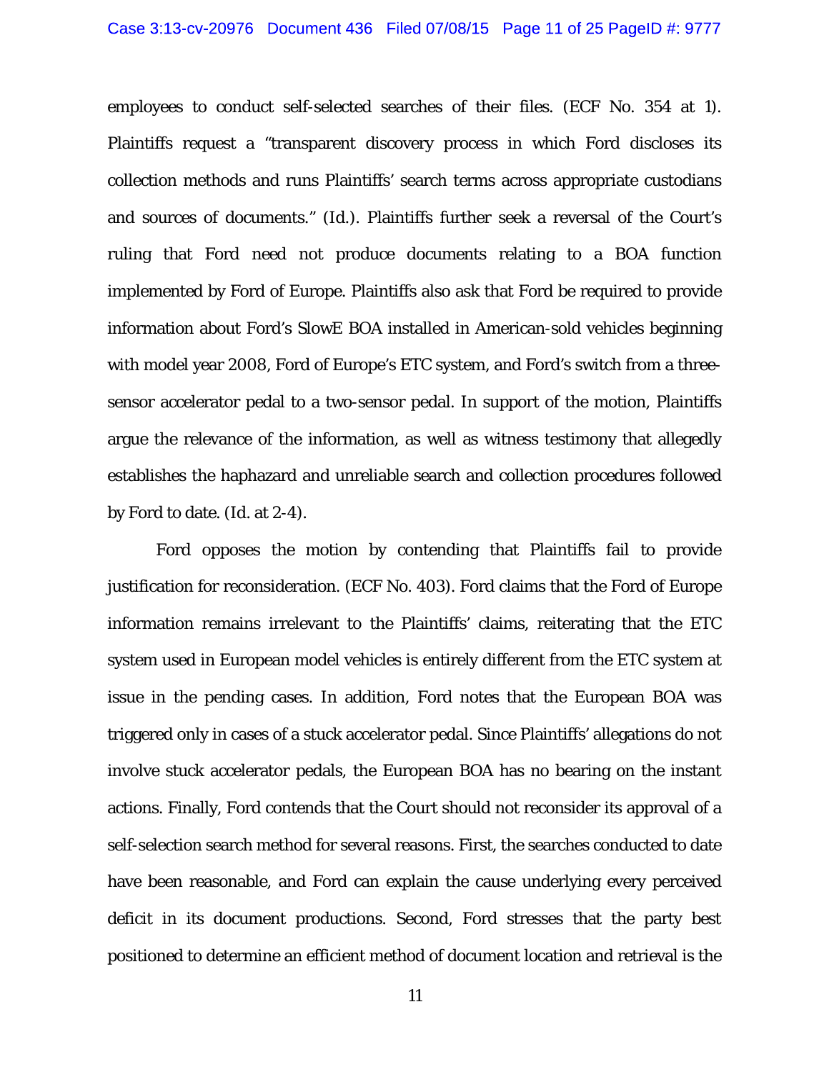employees to conduct self-selected searches of their files. (ECF No. 354 at 1). Plaintiffs request a "transparent discovery process in which Ford discloses its collection methods and runs Plaintiffs' search terms across appropriate custodians and sources of documents." (Id.). Plaintiffs further seek a reversal of the Court's ruling that Ford need not produce documents relating to a BOA function implemented by Ford of Europe. Plaintiffs also ask that Ford be required to provide information about Ford's SlowE BOA installed in American-sold vehicles beginning with model year 2008, Ford of Europe's ETC system, and Ford's switch from a three-sensor accelerator pedal to a two-sensor pedal. In support of the motion, Plaintiffs argue the relevance of the information, as well as witness testimony that allegedly establishes the haphazard and unreliable search and collection procedures followed by Ford to date. (Id. at 2-4).

Ford opposes the motion by contending that Plaintiffs fail to provide justification for reconsideration. (ECF No. 403). Ford claims that the Ford of Europe information remains irrelevant to the Plaintiffs' claims, reiterating that the ETC system used in European model vehicles is entirely different from the ETC system at issue in the pending cases. In addition, Ford notes that the European BOA was triggered only in cases of a stuck accelerator pedal. Since Plaintiffs' allegations do not involve stuck accelerator pedals, the European BOA has no bearing on the instant actions. Finally, Ford contends that the Court should not reconsider its approval of a self-selection search method for several reasons. First, the searches conducted to date have been reasonable, and Ford can explain the cause underlying every perceived deficit in its document productions. Second, Ford stresses that the party best positioned to determine an efficient method of document location and retrieval is the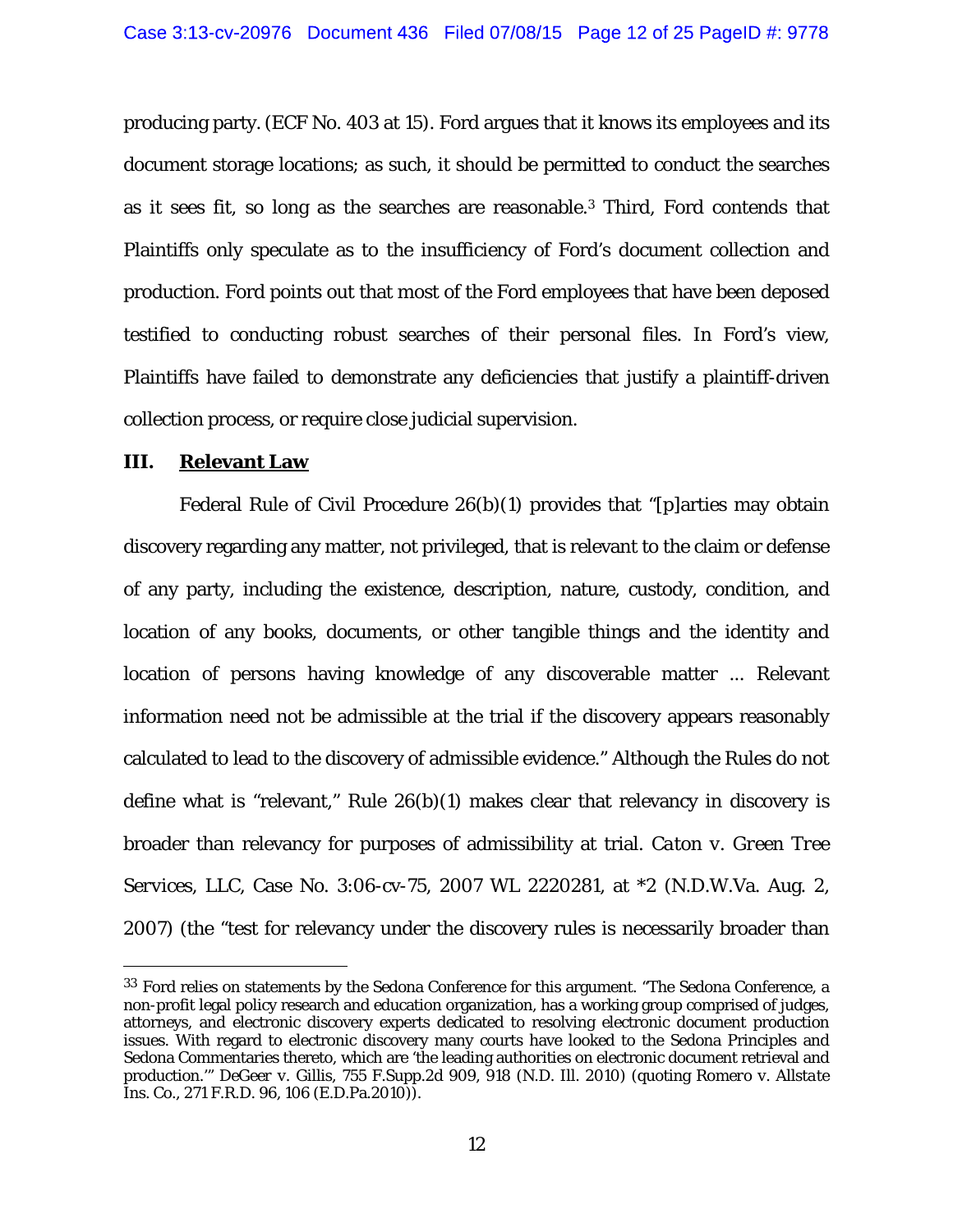producing party. (ECF No. 403 at 15). Ford argues that it knows its employees and its document storage locations; as such, it should be permitted to conduct the searches as it sees fit, so long as the searches are reasonable.[3] Third, Ford contends that Plaintiffs only speculate as to the insufficiency of Ford's document collection and production. Ford points out that most of the Ford employees that have been deposed testified to conducting robust searches of their personal files. In Ford's view, Plaintiffs have failed to demonstrate any deficiencies that justify a plaintiff-driven collection process, or require close judicial supervision.

## III. Relevant Law

Federal Rule of Civil Procedure 26(b)(1) provides that "[p]arties may obtain discovery regarding any matter, not privileged, that is relevant to the claim or defense of any party, including the existence, description, nature, custody, condition, and location of any books, documents, or other tangible things and the identity and location of persons having knowledge of any discoverable matter ... Relevant information need not be admissible at the trial if the discovery appears reasonably calculated to lead to the discovery of admissible evidence." Although the Rules do not define what is "relevant," Rule 26(b)(1) makes clear that relevancy in discovery is broader than relevancy for purposes of admissibility at trial. *Caton v. Green Tree* Services, LLC, Case No. 3:06-cv-75, 2007 WL 2220281, at *2 (N.D.W.Va. Aug. 2, 2007) (the "test for relevancy under the discovery rules is necessarily broader than

---

[3] Ford relies on statements by the Sedona Conference for this argument. "The Sedona Conference, a non-profit legal policy research and education organization, has a working group comprised of judges, attorneys, and electronic discovery experts dedicated to resolving electronic document production issues. With regard to electronic discovery many courts have looked to the Sedona Principles and Sedona Commentaries thereto, which are 'the leading authorities on electronic document retrieval and production.'" DeGeer v. Gillis, 755 F.Supp.2d 909, 918 (N.D. Ill. 2010) (quoting *Romero v. Allstate* Ins. Co., 271 F.R.D. 96, 106 (E.D.Pa.2010)).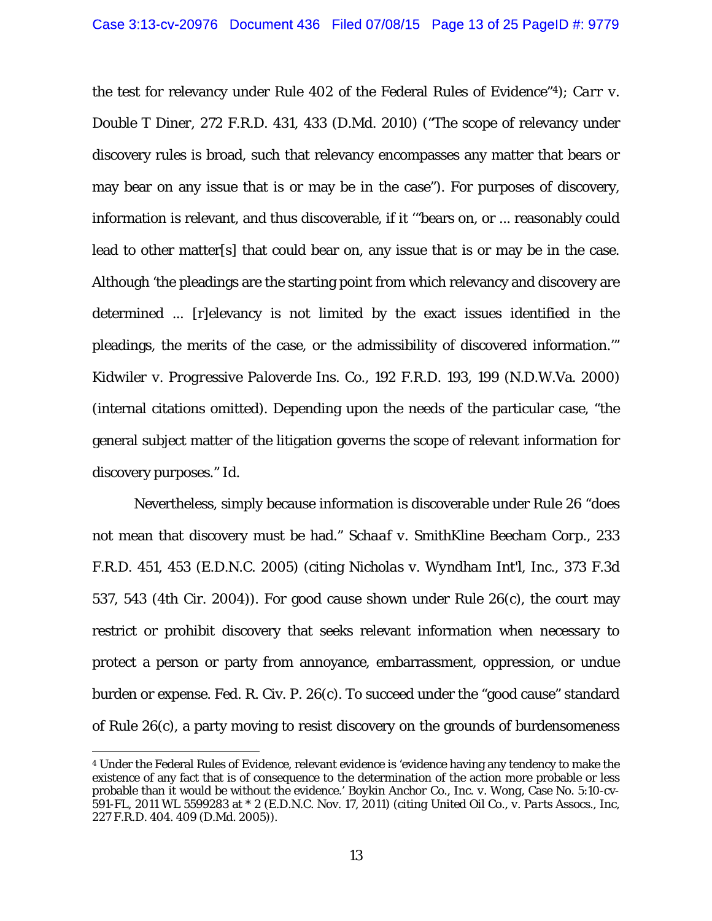the test for relevancy under Rule 402 of the Federal Rules of Evidence"[4]); *Carr v. Double T Diner*, 272 F.R.D. 431, 433 (D.Md. 2010) ("The scope of relevancy under discovery rules is broad, such that relevancy encompasses any matter that bears or may bear on any issue that is or may be in the case"). For purposes of discovery, information is relevant, and thus discoverable, if it '"bears on, or ... reasonably could lead to other matter[s] that could bear on, any issue that is or may be in the case. Although 'the pleadings are the starting point from which relevancy and discovery are determined ... [r]elevancy is not limited by the exact issues identified in the pleadings, the merits of the case, or the admissibility of discovered information.'" *Kidwiler v. Progressive Paloverde Ins. Co.*, 192 F.R.D. 193, 199 (N.D.W.Va. 2000) (internal citations omitted). Depending upon the needs of the particular case, "the general subject matter of the litigation governs the scope of relevant information for discovery purposes." *Id.*

Nevertheless, simply because information is discoverable under Rule 26 "does not mean that discovery must be had." *Schaaf v. SmithKline Beecham Corp.*, 233 F.R.D. 451, 453 (E.D.N.C. 2005) (citing *Nicholas v. Wyndham Int'l, Inc.*, 373 F.3d 537, 543 (4th Cir. 2004)). For good cause shown under Rule 26(c), the court may restrict or prohibit discovery that seeks relevant information when necessary to protect a person or party from annoyance, embarrassment, oppression, or undue burden or expense. Fed. R. Civ. P. 26(c). To succeed under the "good cause" standard of Rule 26(c), a party moving to resist discovery on the grounds of burdensomeness

---

[4] Under the Federal Rules of Evidence, relevant evidence is 'evidence having any tendency to make the existence of any fact that is of consequence to the determination of the action more probable or less probable than it would be without the evidence.' Boykin Anchor Co., Inc. v. Wong, Case No. 5:10-cv-591-FL, 2011 WL 5599283 at * 2 (E.D.N.C. Nov. 17, 2011) (citing *United Oil Co., v. Parts Assocs., Inc*, 227 F.R.D. 404. 409 (D.Md. 2005)).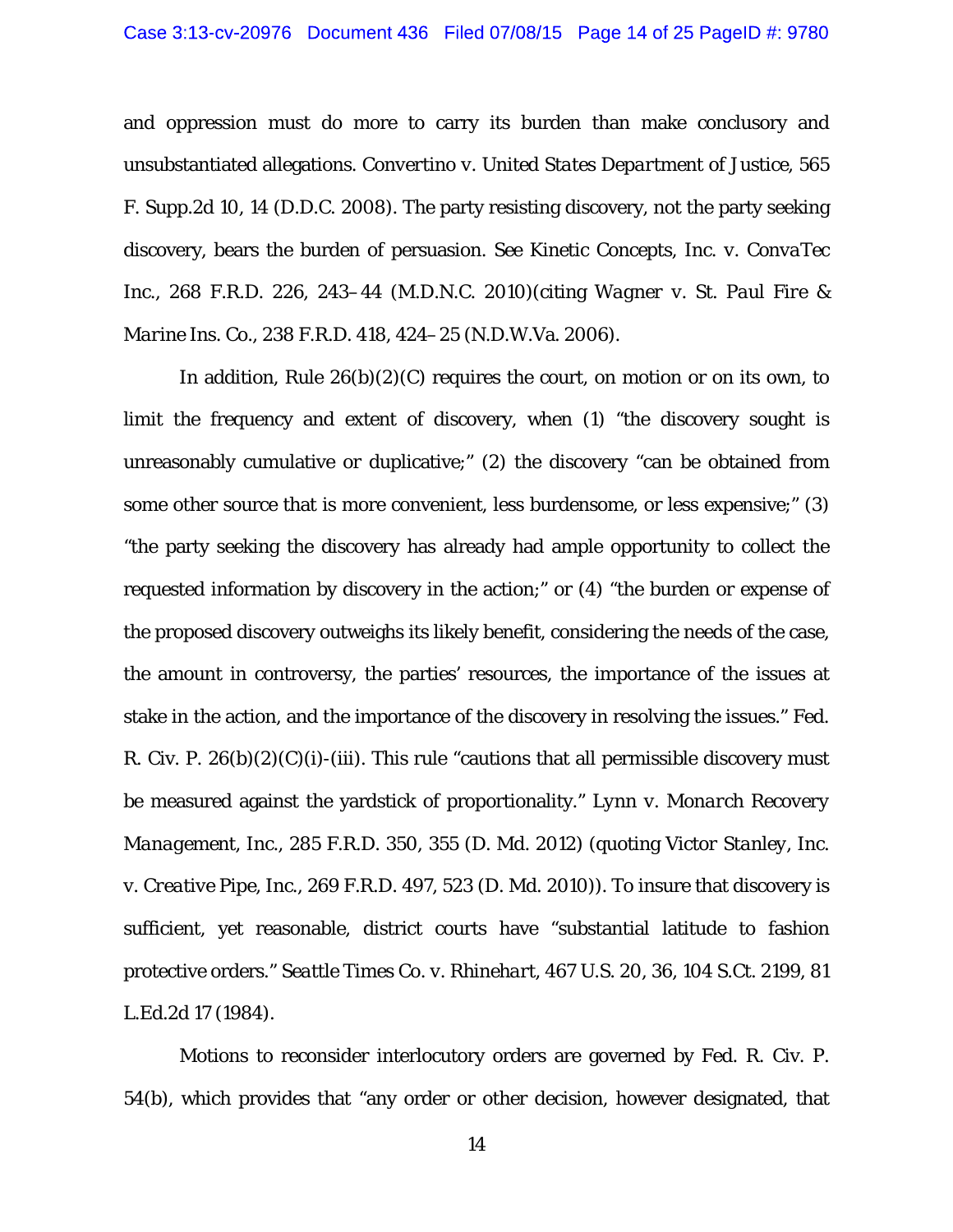and oppression must do more to carry its burden than make conclusory and unsubstantiated allegations. *Convertino v. United States Department of Justice*, 565 F. Supp.2d 10, 14 (D.D.C. 2008). The party resisting discovery, not the party seeking discovery, bears the burden of persuasion. *See Kinetic Concepts, Inc. v. ConvaTec Inc.*, 268 F.R.D. 226, 243–44 (M.D.N.C. 2010)(citing *Wagner v. St. Paul Fire & Marine Ins. Co.*, 238 F.R.D. 418, 424–25 (N.D.W.Va. 2006).

In addition, Rule 26(b)(2)(C) requires the court, on motion or on its own, to limit the frequency and extent of discovery, when (1) "the discovery sought is unreasonably cumulative or duplicative;" (2) the discovery "can be obtained from some other source that is more convenient, less burdensome, or less expensive;" (3) "the party seeking the discovery has already had ample opportunity to collect the requested information by discovery in the action;" or (4) "the burden or expense of the proposed discovery outweighs its likely benefit, considering the needs of the case, the amount in controversy, the parties' resources, the importance of the issues at stake in the action, and the importance of the discovery in resolving the issues." Fed. R. Civ. P. 26(b)(2)(C)(i)-(iii). This rule "cautions that all permissible discovery must be measured against the yardstick of proportionality." *Lynn v. Monarch Recovery Management, Inc.*, 285 F.R.D. 350, 355 (D. Md. 2012) (quoting *Victor Stanley, Inc. v. Creative Pipe, Inc.*, 269 F.R.D. 497, 523 (D. Md. 2010)). To insure that discovery is sufficient, yet reasonable, district courts have "substantial latitude to fashion protective orders." *Seattle Times Co. v. Rhinehart*, 467 U.S. 20, 36, 104 S.Ct. 2199, 81 L.Ed.2d 17 (1984).

Motions to reconsider interlocutory orders are governed by Fed. R. Civ. P. 54(b), which provides that "any order or other decision, however designated, that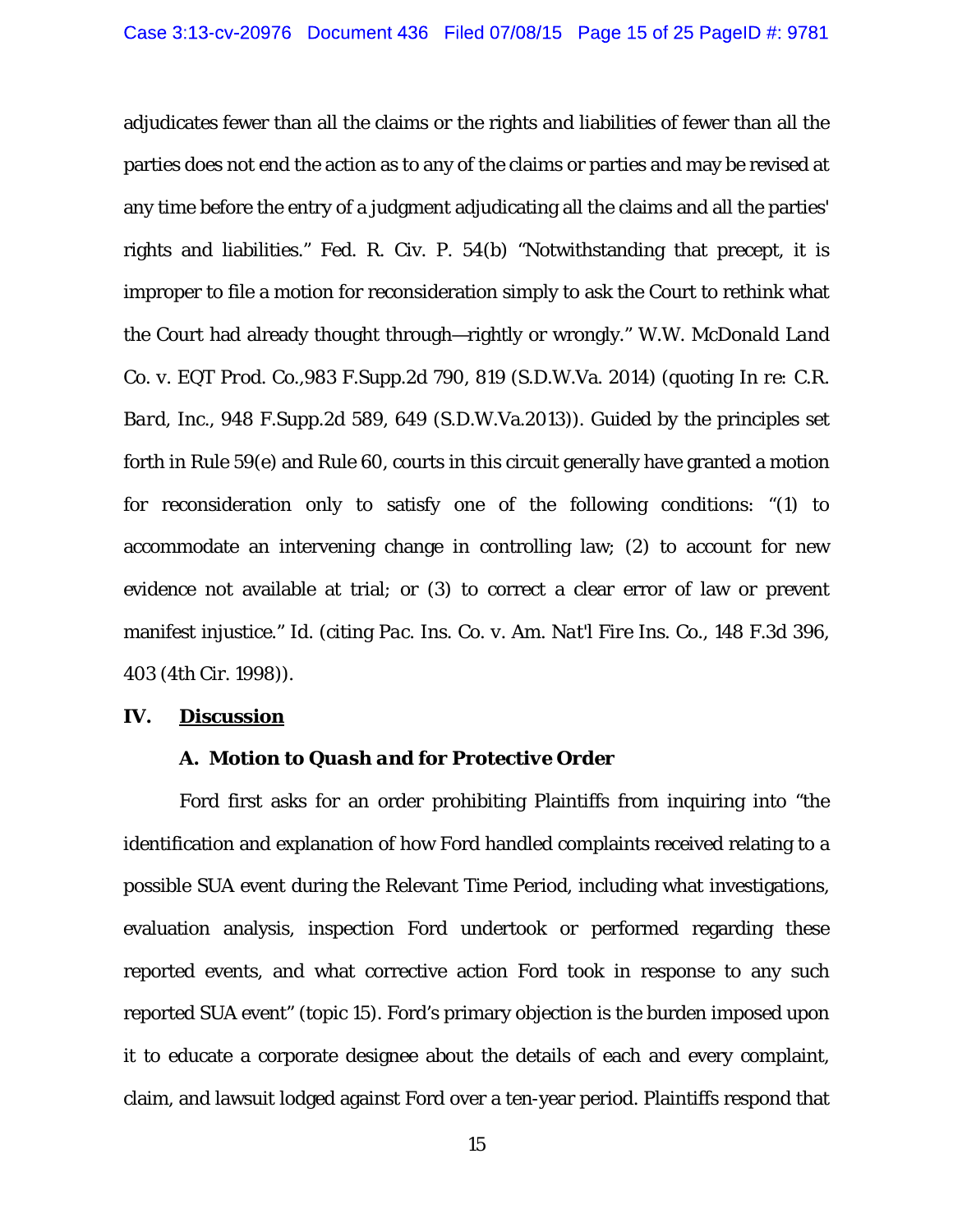adjudicates fewer than all the claims or the rights and liabilities of fewer than all the parties does not end the action as to any of the claims or parties and may be revised at any time before the entry of a judgment adjudicating all the claims and all the parties' rights and liabilities." Fed. R. Civ. P. 54(b) "Notwithstanding that precept, it is improper to file a motion for reconsideration simply to ask the Court to rethink what the Court had already thought through—rightly or wrongly." *W.W. McDonald Land Co. v. EQT Prod. Co.*,983 F.Supp.2d 790, 819 (S.D.W.Va. 2014) (quoting *In re: C.R. Bard, Inc.*, 948 F.Supp.2d 589, 649 (S.D.W.Va.2013)). Guided by the principles set forth in Rule 59(e) and Rule 60, courts in this circuit generally have granted a motion for reconsideration only to satisfy one of the following conditions: "(1) to accommodate an intervening change in controlling law; (2) to account for new evidence not available at trial; or (3) to correct a clear error of law or prevent manifest injustice." *Id.* (citing *Pac. Ins. Co. v. Am. Nat'l Fire Ins. Co.*, 148 F.3d 396, 403 (4th Cir. 1998)).

## IV. <u>Discussion</u>

### A. *Motion to Quash and for Protective Order*

Ford first asks for an order prohibiting Plaintiffs from inquiring into "the identification and explanation of how Ford handled complaints received relating to a possible SUA event during the Relevant Time Period, including what investigations, evaluation analysis, inspection Ford undertook or performed regarding these reported events, and what corrective action Ford took in response to any such reported SUA event" (topic 15). Ford's primary objection is the burden imposed upon it to educate a corporate designee about the details of each and every complaint, claim, and lawsuit lodged against Ford over a ten-year period. Plaintiffs respond that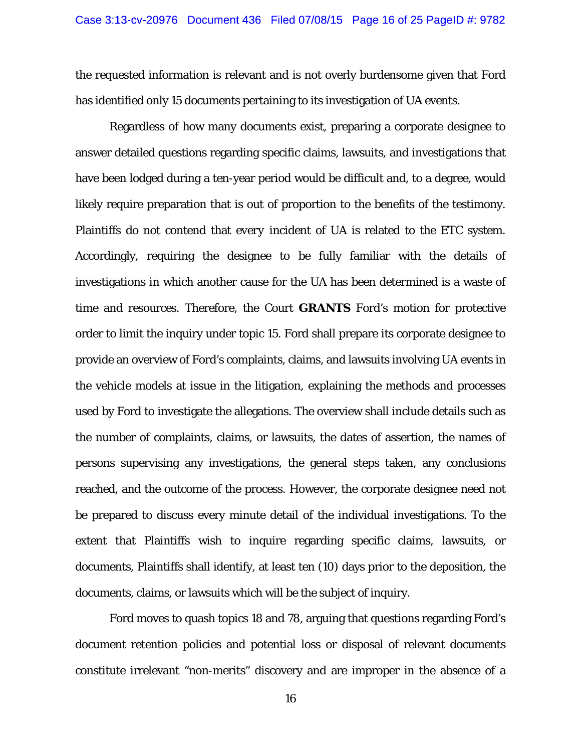the requested information is relevant and is not overly burdensome given that Ford has identified only 15 documents pertaining to its investigation of UA events.

Regardless of how many documents exist, preparing a corporate designee to answer detailed questions regarding specific claims, lawsuits, and investigations that have been lodged during a ten-year period would be difficult and, to a degree, would likely require preparation that is out of proportion to the benefits of the testimony. Plaintiffs do not contend that every incident of UA is related to the ETC system. Accordingly, requiring the designee to be fully familiar with the details of investigations in which another cause for the UA has been determined is a waste of time and resources. Therefore, the Court **GRANTS** Ford's motion for protective order to limit the inquiry under topic 15. Ford shall prepare its corporate designee to provide an overview of Ford's complaints, claims, and lawsuits involving UA events in the vehicle models at issue in the litigation, explaining the methods and processes used by Ford to investigate the allegations. The overview shall include details such as the number of complaints, claims, or lawsuits, the dates of assertion, the names of persons supervising any investigations, the general steps taken, any conclusions reached, and the outcome of the process. However, the corporate designee need not be prepared to discuss every minute detail of the individual investigations. To the extent that Plaintiffs wish to inquire regarding specific claims, lawsuits, or documents, Plaintiffs shall identify, at least ten (10) days prior to the deposition, the documents, claims, or lawsuits which will be the subject of inquiry.

Ford moves to quash topics 18 and 78, arguing that questions regarding Ford's document retention policies and potential loss or disposal of relevant documents constitute irrelevant "non-merits" discovery and are improper in the absence of a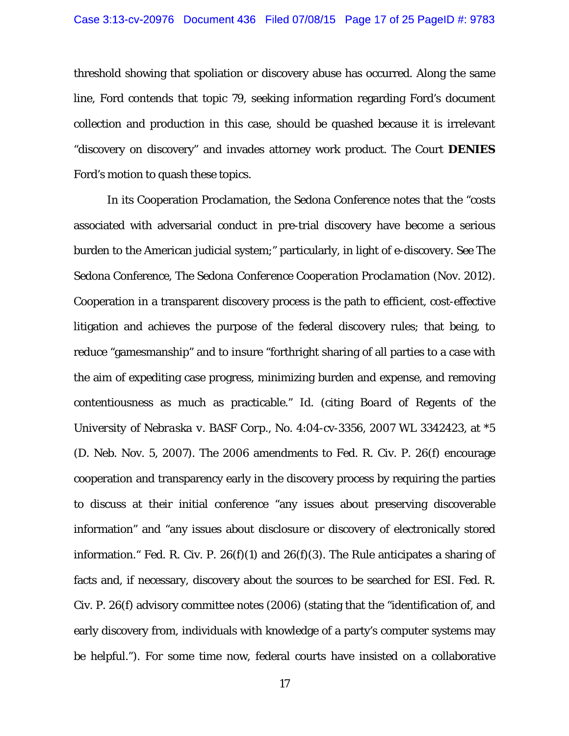threshold showing that spoliation or discovery abuse has occurred. Along the same line, Ford contends that topic 79, seeking information regarding Ford's document collection and production in this case, should be quashed because it is irrelevant "discovery on discovery" and invades attorney work product. The Court **DENIES** Ford's motion to quash these topics.

In its Cooperation Proclamation, the Sedona Conference notes that the "costs associated with adversarial conduct in pre-trial discovery have become a serious burden to the American judicial system;" particularly, in light of e-discovery. See The Sedona Conference, *The Sedona Conference Cooperation Proclamation* (Nov. 2012). Cooperation in a transparent discovery process is the path to efficient, cost-effective litigation and achieves the purpose of the federal discovery rules; that being, to reduce "gamesmanship" and to insure "forthright sharing of all parties to a case with the aim of expediting case progress, minimizing burden and expense, and removing contentiousness as much as practicable." *Id.* (citing *Board of Regents of the University of Nebraska v. BASF Corp.*, No. 4:04-cv-3356, 2007 WL 3342423, at *5 (D. Neb. Nov. 5, 2007). The 2006 amendments to Fed. R. Civ. P. 26(f) encourage cooperation and transparency early in the discovery process by requiring the parties to discuss at their initial conference "any issues about preserving discoverable information" and "any issues about disclosure or discovery of electronically stored information." Fed. R. Civ. P. 26(f)(1) and 26(f)(3). The Rule anticipates a sharing of facts and, if necessary, discovery about the sources to be searched for ESI. Fed. R. Civ. P. 26(f) advisory committee notes (2006) (stating that the "identification of, and early discovery from, individuals with knowledge of a party's computer systems may be helpful."). For some time now, federal courts have insisted on a collaborative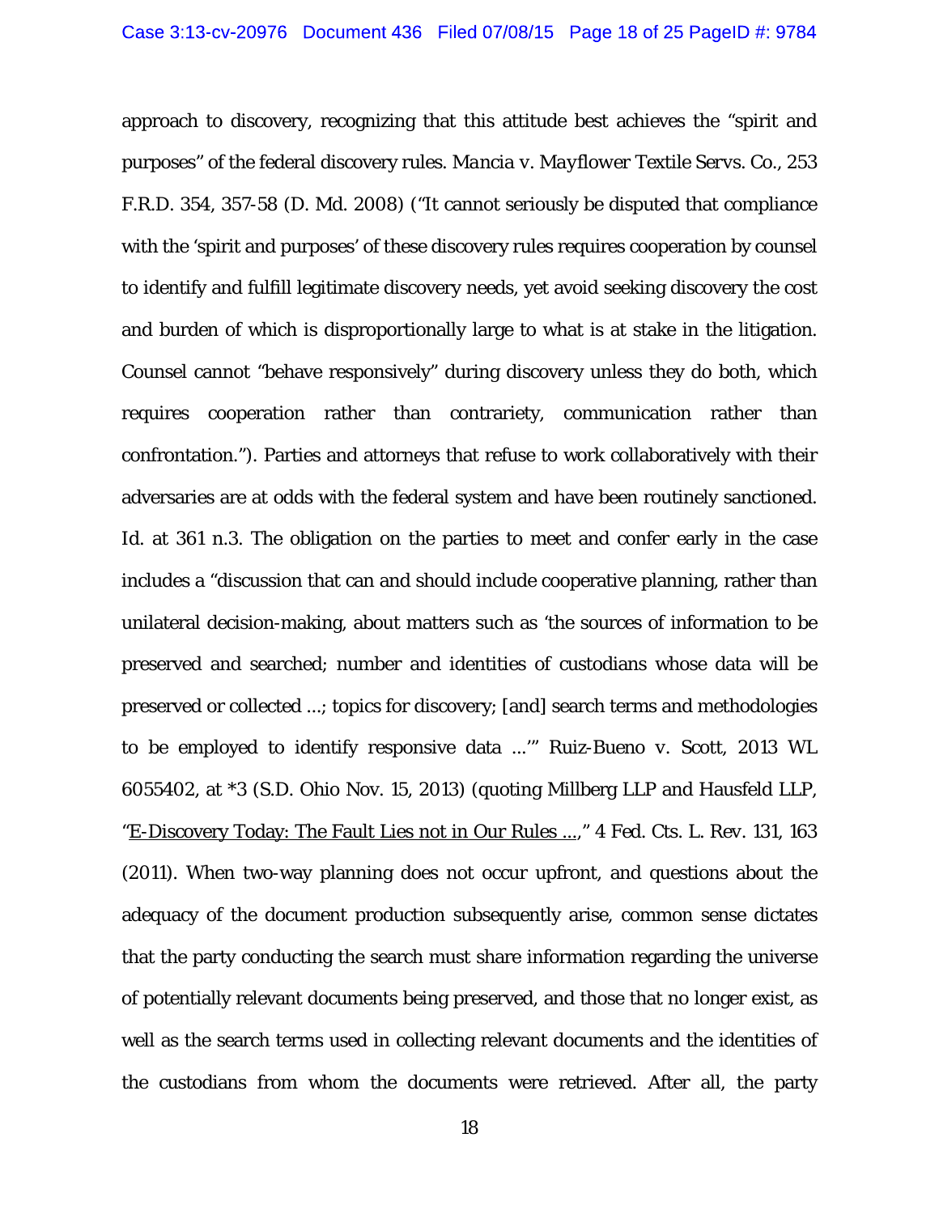approach to discovery, recognizing that this attitude best achieves the "spirit and purposes" of the federal discovery rules. *Mancia v. Mayflower Textile Servs. Co.*, 253 F.R.D. 354, 357-58 (D. Md. 2008) ("It cannot seriously be disputed that compliance with the 'spirit and purposes' of these discovery rules requires cooperation by counsel to identify and fulfill legitimate discovery needs, yet avoid seeking discovery the cost and burden of which is disproportionally large to what is at stake in the litigation. Counsel cannot "behave responsively" during discovery unless they do both, which requires cooperation rather than contrariety, communication rather than confrontation."). Parties and attorneys that refuse to work collaboratively with their adversaries are at odds with the federal system and have been routinely sanctioned. *Id.* at 361 n.3. The obligation on the parties to meet and confer early in the case includes a "discussion that can and should include cooperative planning, rather than unilateral decision-making, about matters such as 'the sources of information to be preserved and searched; number and identities of custodians whose data will be preserved or collected ...; topics for discovery; [and] search terms and methodologies to be employed to identify responsive data ...'" Ruiz-Bueno v. Scott, 2013 WL 6055402, at \*3 (S.D. Ohio Nov. 15, 2013) (quoting Millberg LLP and Hausfeld LLP, "E-Discovery Today: The Fault Lies not in Our Rules ...," 4 Fed. Cts. L. Rev. 131, 163 (2011). When two-way planning does not occur upfront, and questions about the adequacy of the document production subsequently arise, common sense dictates that the party conducting the search must share information regarding the universe of potentially relevant documents being preserved, and those that no longer exist, as well as the search terms used in collecting relevant documents and the identities of the custodians from whom the documents were retrieved. After all, the party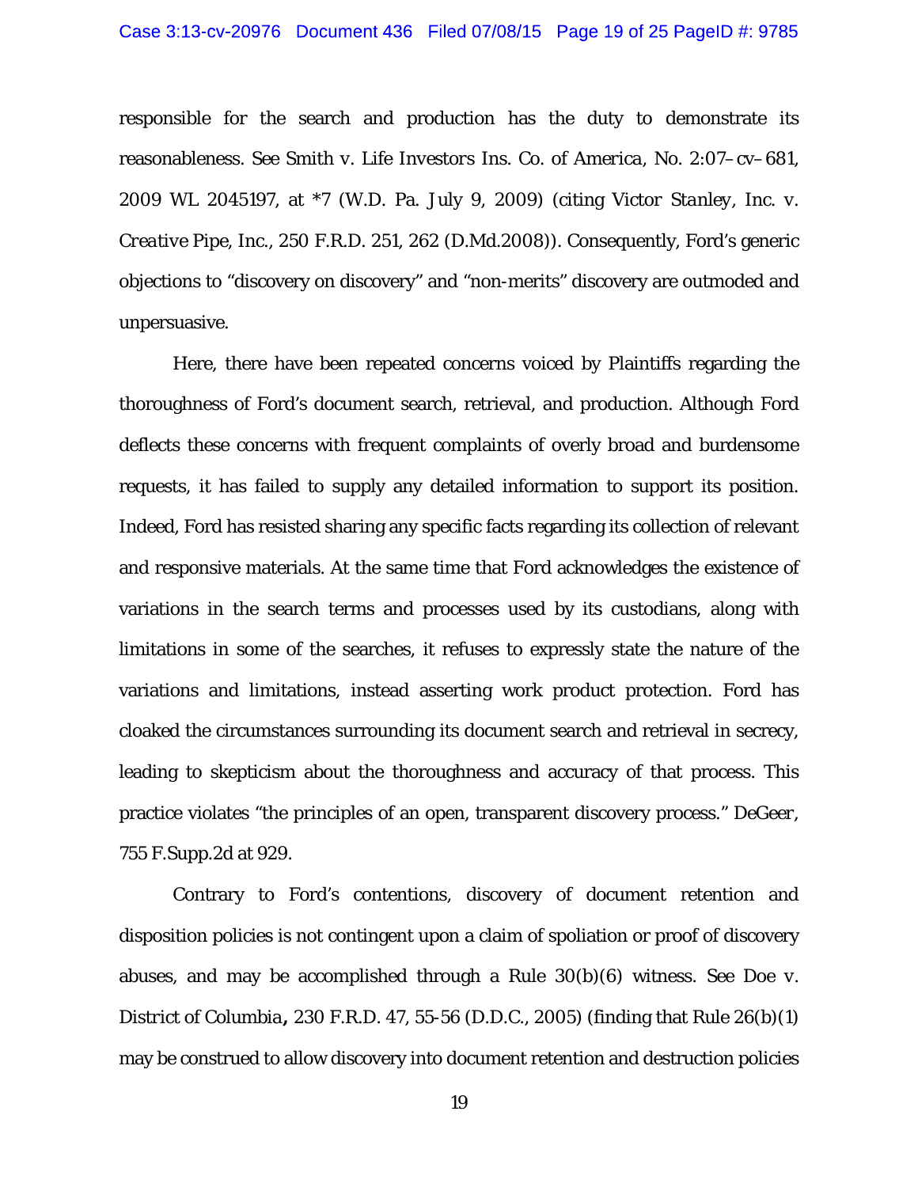responsible for the search and production has the duty to demonstrate its reasonableness. See *Smith v. Life Investors Ins. Co. of America*, No. 2:07–cv–681, 2009 WL 2045197, at *7 (W.D. Pa. July 9, 2009) (citing *Victor Stanley, Inc. v. Creative Pipe, Inc.*, 250 F.R.D. 251, 262 (D.Md.2008)). Consequently, Ford's generic objections to "discovery on discovery" and "non-merits" discovery are outmoded and unpersuasive.

Here, there have been repeated concerns voiced by Plaintiffs regarding the thoroughness of Ford's document search, retrieval, and production. Although Ford deflects these concerns with frequent complaints of overly broad and burdensome requests, it has failed to supply any detailed information to support its position. Indeed, Ford has resisted sharing any specific facts regarding its collection of relevant and responsive materials. At the same time that Ford acknowledges the existence of variations in the search terms and processes used by its custodians, along with limitations in some of the searches, it refuses to expressly state the nature of the variations and limitations, instead asserting work product protection. Ford has cloaked the circumstances surrounding its document search and retrieval in secrecy, leading to skepticism about the thoroughness and accuracy of that process. This practice violates "the principles of an open, transparent discovery process." *DeGeer*, 755 F.Supp.2d at 929.

Contrary to Ford's contentions, discovery of document retention and disposition policies is not contingent upon a claim of spoliation or proof of discovery abuses, and may be accomplished through a Rule 30(b)(6) witness. See *Doe v. District of Columbia*, 230 F.R.D. 47, 55-56 (D.D.C., 2005) (finding that Rule 26(b)(1) may be construed to allow discovery into document retention and destruction policies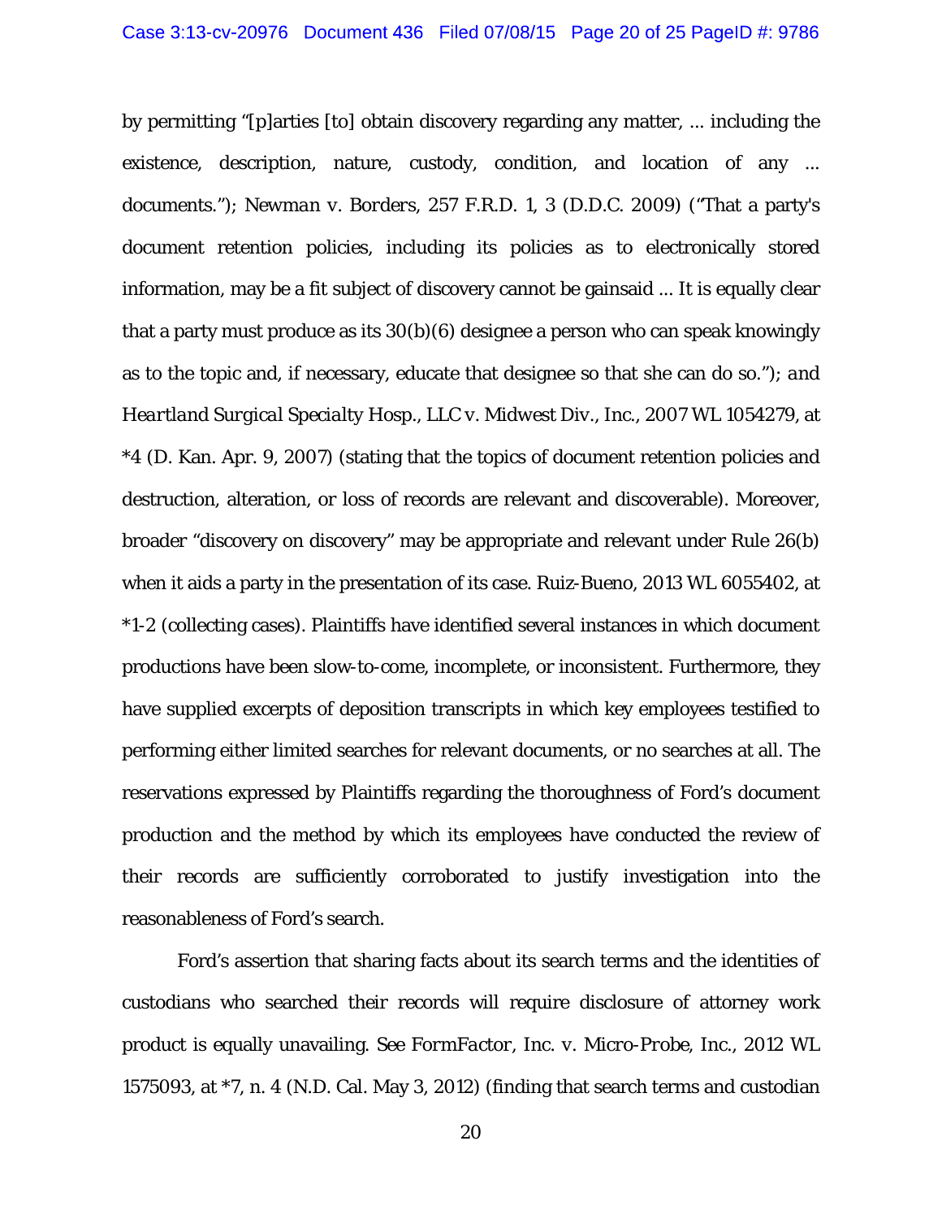by permitting "[p]arties [to] obtain discovery regarding any matter, ... including the existence, description, nature, custody, condition, and location of any ... documents."); *Newman v. Borders*, 257 F.R.D. 1, 3 (D.D.C. 2009) ("That a party's document retention policies, including its policies as to electronically stored information, may be a fit subject of discovery cannot be gainsaid ... It is equally clear that a party must produce as its 30(b)(6) designee a person who can speak knowingly as to the topic and, if necessary, educate that designee so that she can do so."); and *Heartland Surgical Specialty Hosp., LLC v. Midwest Div., Inc.*, 2007 WL 1054279, at *4 (D. Kan. Apr. 9, 2007) (stating that the topics of document retention policies and destruction, alteration, or loss of records are relevant and discoverable). Moreover, broader "discovery on discovery" may be appropriate and relevant under Rule 26(b) when it aids a party in the presentation of its case. Ruiz-Bueno, 2013 WL 6055402, at *1-2 (collecting cases). Plaintiffs have identified several instances in which document productions have been slow-to-come, incomplete, or inconsistent. Furthermore, they have supplied excerpts of deposition transcripts in which key employees testified to performing either limited searches for relevant documents, or no searches at all. The reservations expressed by Plaintiffs regarding the thoroughness of Ford's document production and the method by which its employees have conducted the review of their records are sufficiently corroborated to justify investigation into the reasonableness of Ford's search.

Ford's assertion that sharing facts about its search terms and the identities of custodians who searched their records will require disclosure of attorney work product is equally unavailing. *See FormFactor, Inc. v. Micro-Probe, Inc.*, 2012 WL 1575093, at *7, n. 4 (N.D. Cal. May 3, 2012) (finding that search terms and custodian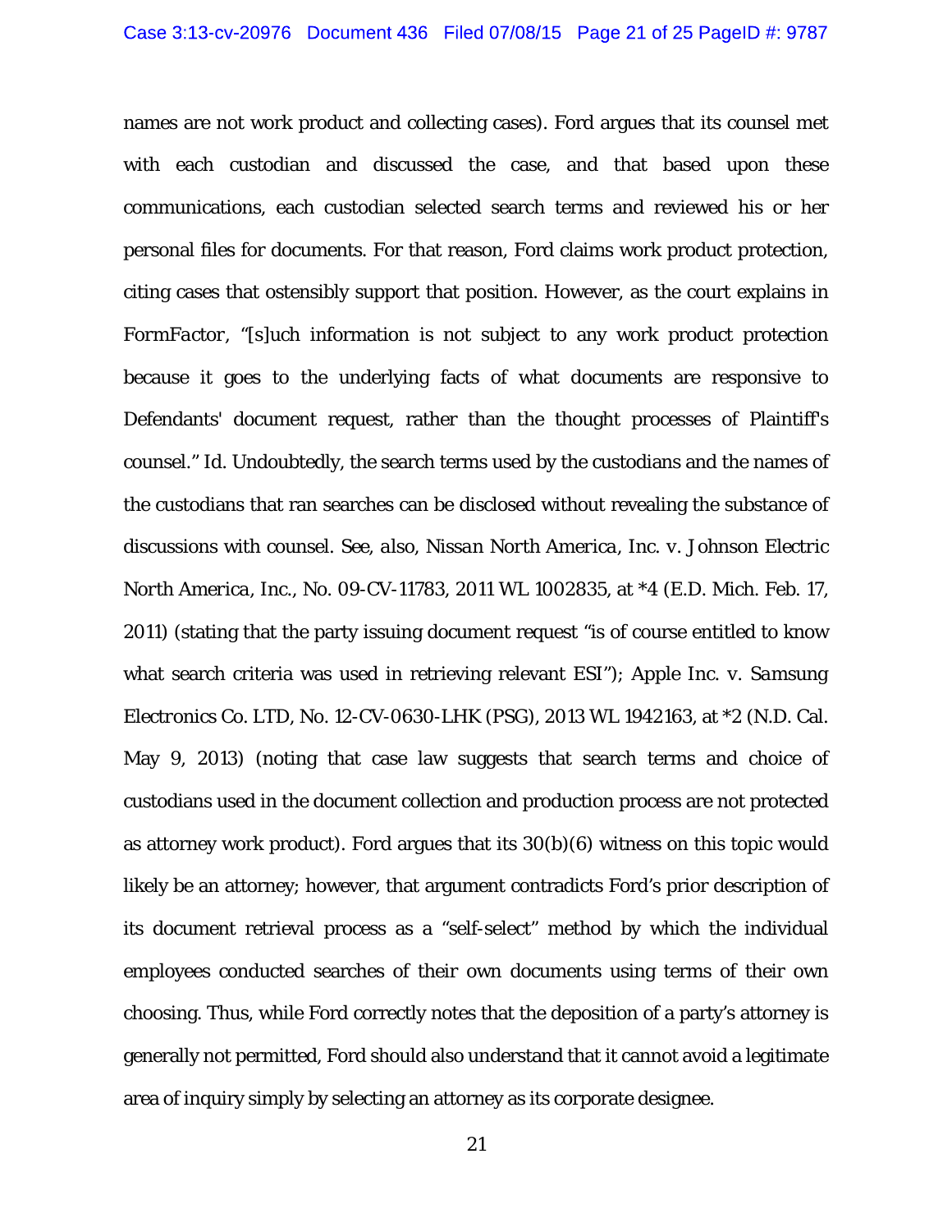names are not work product and collecting cases). Ford argues that its counsel met with each custodian and discussed the case, and that based upon these communications, each custodian selected search terms and reviewed his or her personal files for documents. For that reason, Ford claims work product protection, citing cases that ostensibly support that position. However, as the court explains in *FormFactor*, "[s]uch information is not subject to any work product protection because it goes to the underlying facts of what documents are responsive to Defendants' document request, rather than the thought processes of Plaintiff's counsel." *Id.* Undoubtedly, the search terms used by the custodians and the names of the custodians that ran searches can be disclosed without revealing the substance of discussions with counsel. *See, also, Nissan North America, Inc. v. Johnson Electric North America, Inc.*, No. 09-CV-11783, 2011 WL 1002835, at \*4 (E.D. Mich. Feb. 17, 2011) (stating that the party issuing document request "is of course entitled to know what search criteria was used in retrieving relevant ESI"); *Apple Inc. v. Samsung Electronics Co. LTD*, No. 12-CV-0630-LHK (PSG), 2013 WL 1942163, at \*2 (N.D. Cal. May 9, 2013) (noting that case law suggests that search terms and choice of custodians used in the document collection and production process are not protected as attorney work product). Ford argues that its 30(b)(6) witness on this topic would likely be an attorney; however, that argument contradicts Ford's prior description of its document retrieval process as a "self-select" method by which the individual employees conducted searches of their own documents using terms of their own choosing. Thus, while Ford correctly notes that the deposition of a party's attorney is generally not permitted, Ford should also understand that it cannot avoid a legitimate area of inquiry simply by selecting an attorney as its corporate designee.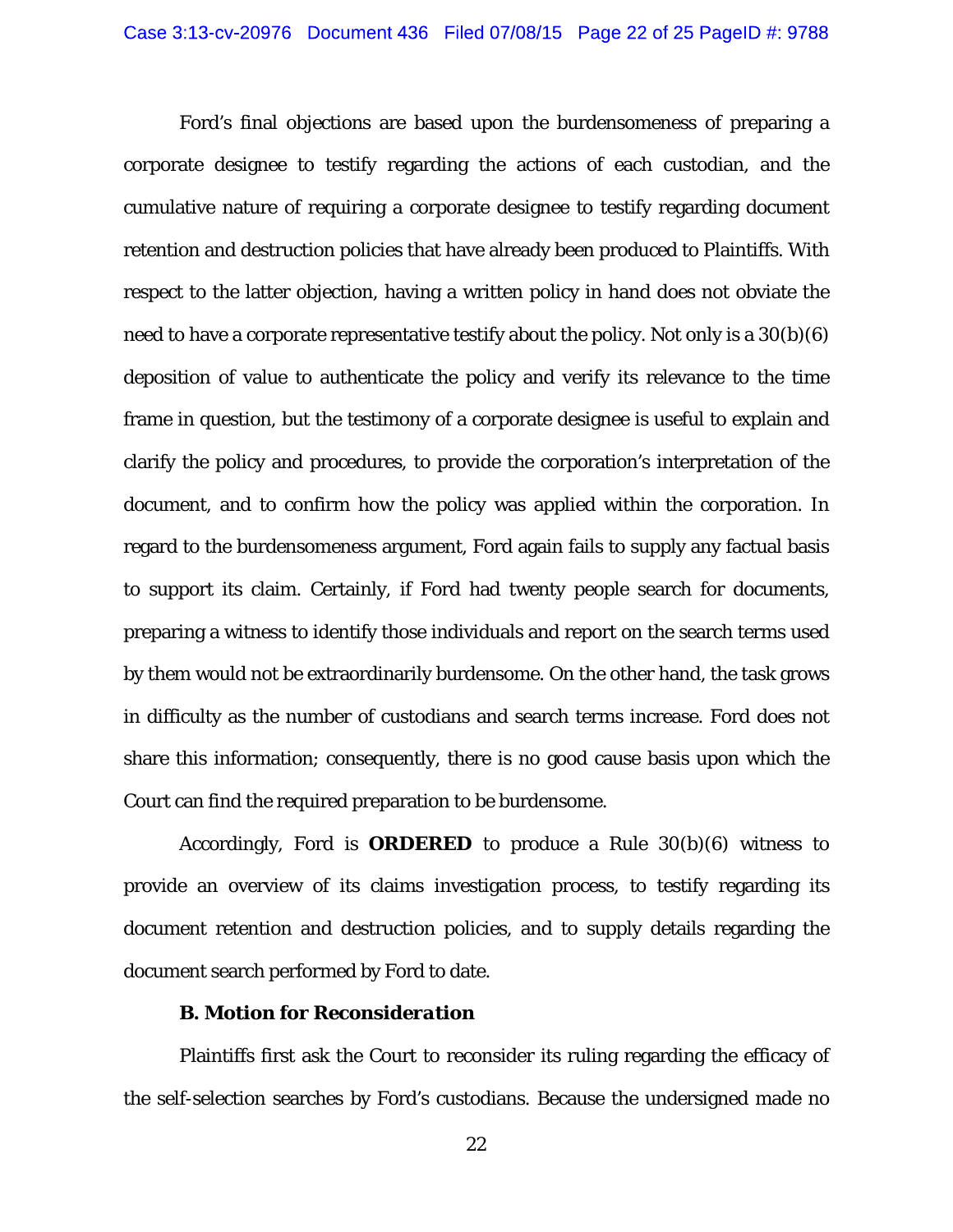Ford's final objections are based upon the burdensomeness of preparing a corporate designee to testify regarding the actions of each custodian, and the cumulative nature of requiring a corporate designee to testify regarding document retention and destruction policies that have already been produced to Plaintiffs. With respect to the latter objection, having a written policy in hand does not obviate the need to have a corporate representative testify about the policy. Not only is a 30(b)(6) deposition of value to authenticate the policy and verify its relevance to the time frame in question, but the testimony of a corporate designee is useful to explain and clarify the policy and procedures, to provide the corporation's interpretation of the document, and to confirm how the policy was applied within the corporation. In regard to the burdensomeness argument, Ford again fails to supply any factual basis to support its claim. Certainly, if Ford had twenty people search for documents, preparing a witness to identify those individuals and report on the search terms used by them would not be extraordinarily burdensome. On the other hand, the task grows in difficulty as the number of custodians and search terms increase. Ford does not share this information; consequently, there is no good cause basis upon which the Court can find the required preparation to be burdensome.

Accordingly, Ford is **ORDERED** to produce a Rule 30(b)(6) witness to provide an overview of its claims investigation process, to testify regarding its document retention and destruction policies, and to supply details regarding the document search performed by Ford to date.

### *B. Motion for Reconsideration*

Plaintiffs first ask the Court to reconsider its ruling regarding the efficacy of the self-selection searches by Ford's custodians. Because the undersigned made no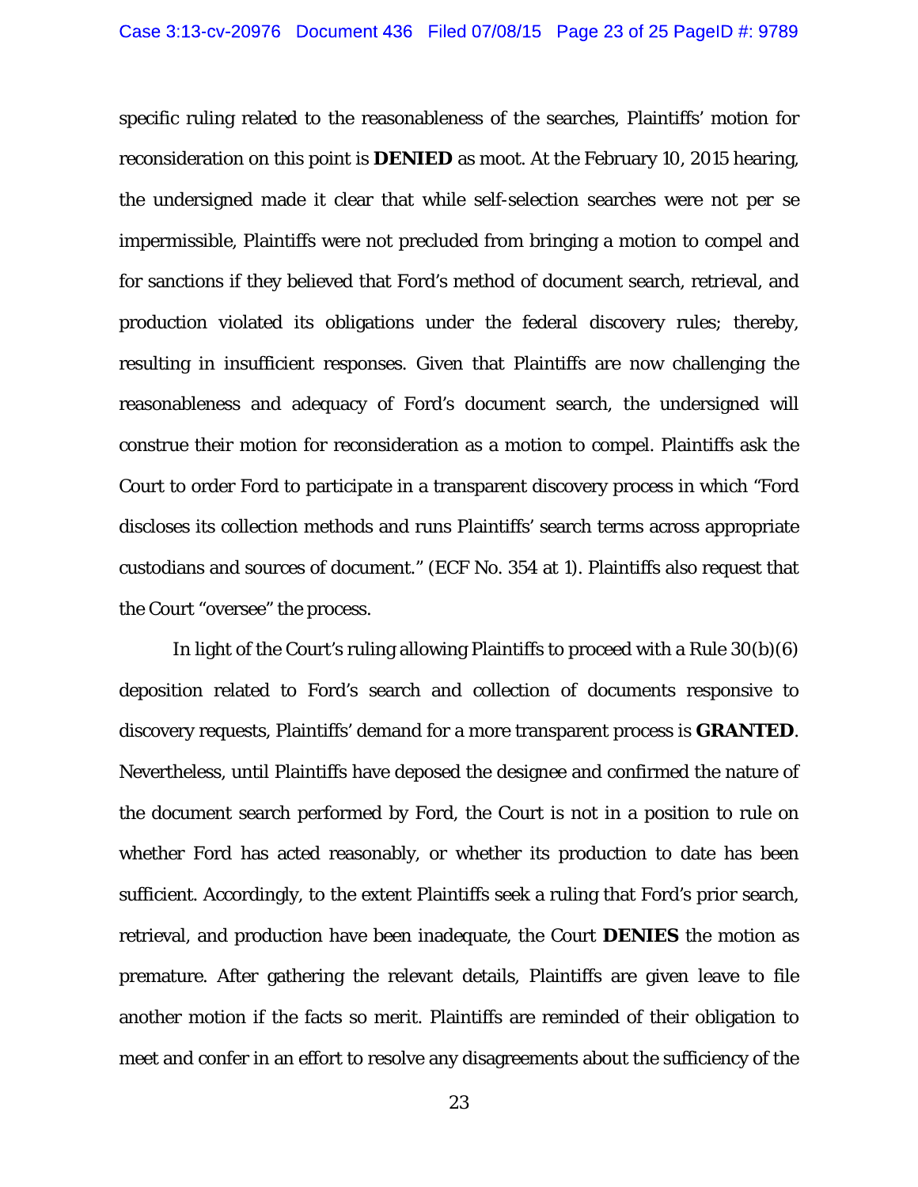specific ruling related to the reasonableness of the searches, Plaintiffs' motion for reconsideration on this point is **DENIED** as moot. At the February 10, 2015 hearing, the undersigned made it clear that while self-selection searches were not per se impermissible, Plaintiffs were not precluded from bringing a motion to compel and for sanctions if they believed that Ford's method of document search, retrieval, and production violated its obligations under the federal discovery rules; thereby, resulting in insufficient responses. Given that Plaintiffs are now challenging the reasonableness and adequacy of Ford's document search, the undersigned will construe their motion for reconsideration as a motion to compel. Plaintiffs ask the Court to order Ford to participate in a transparent discovery process in which "Ford discloses its collection methods and runs Plaintiffs' search terms across appropriate custodians and sources of document." (ECF No. 354 at 1). Plaintiffs also request that the Court "oversee" the process.

In light of the Court's ruling allowing Plaintiffs to proceed with a Rule 30(b)(6) deposition related to Ford's search and collection of documents responsive to discovery requests, Plaintiffs' demand for a more transparent process is **GRANTED**. Nevertheless, until Plaintiffs have deposed the designee and confirmed the nature of the document search performed by Ford, the Court is not in a position to rule on whether Ford has acted reasonably, or whether its production to date has been sufficient. Accordingly, to the extent Plaintiffs seek a ruling that Ford's prior search, retrieval, and production have been inadequate, the Court **DENIES** the motion as premature. After gathering the relevant details, Plaintiffs are given leave to file another motion if the facts so merit. Plaintiffs are reminded of their obligation to meet and confer in an effort to resolve any disagreements about the sufficiency of the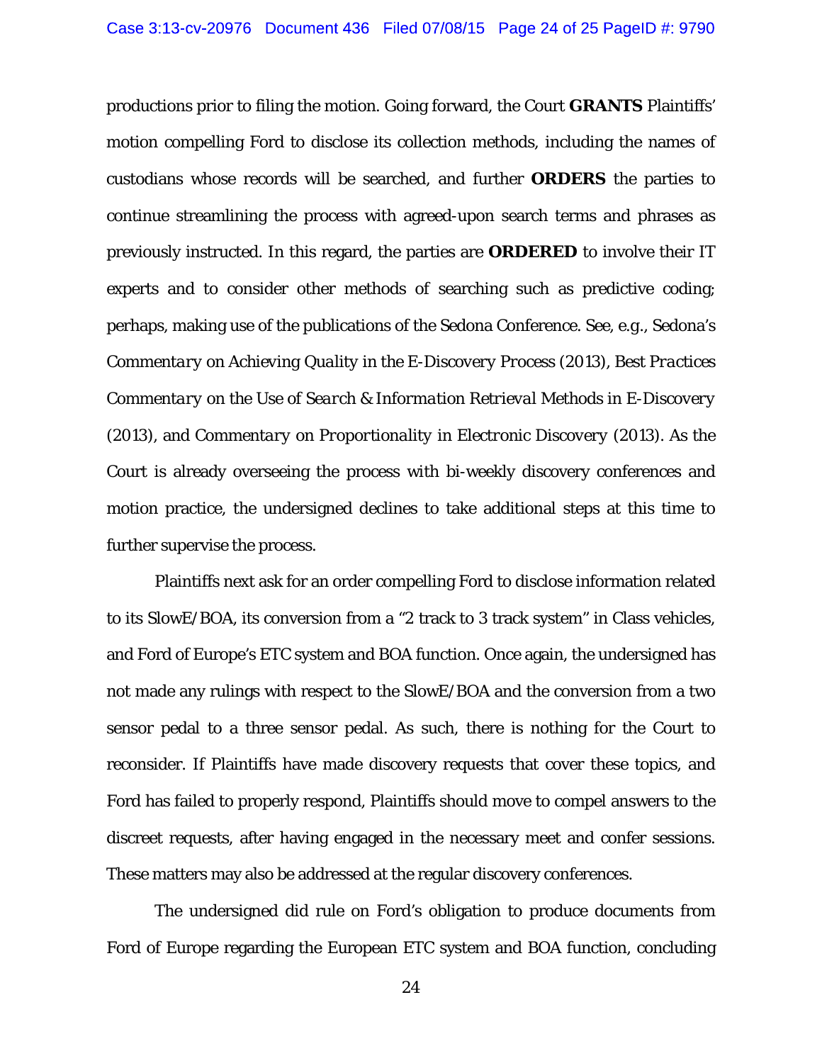productions prior to filing the motion. Going forward, the Court **GRANTS** Plaintiffs' motion compelling Ford to disclose its collection methods, including the names of custodians whose records will be searched, and further **ORDERS** the parties to continue streamlining the process with agreed-upon search terms and phrases as previously instructed. In this regard, the parties are **ORDERED** to involve their IT experts and to consider other methods of searching such as predictive coding; perhaps, making use of the publications of the Sedona Conference. See, e.g., Sedona's *Commentary on Achieving Quality in the E-Discovery Process* (2013), *Best Practices Commentary on the Use of Search & Information Retrieval Methods in E-Discovery* (2013), and *Commentary on Proportionality in Electronic Discovery* (2013). As the Court is already overseeing the process with bi-weekly discovery conferences and motion practice, the undersigned declines to take additional steps at this time to further supervise the process.

Plaintiffs next ask for an order compelling Ford to disclose information related to its SlowE/BOA, its conversion from a "2 track to 3 track system" in Class vehicles, and Ford of Europe's ETC system and BOA function. Once again, the undersigned has not made any rulings with respect to the SlowE/BOA and the conversion from a two sensor pedal to a three sensor pedal. As such, there is nothing for the Court to reconsider. If Plaintiffs have made discovery requests that cover these topics, and Ford has failed to properly respond, Plaintiffs should move to compel answers to the discreet requests, after having engaged in the necessary meet and confer sessions. These matters may also be addressed at the regular discovery conferences.

The undersigned did rule on Ford's obligation to produce documents from Ford of Europe regarding the European ETC system and BOA function, concluding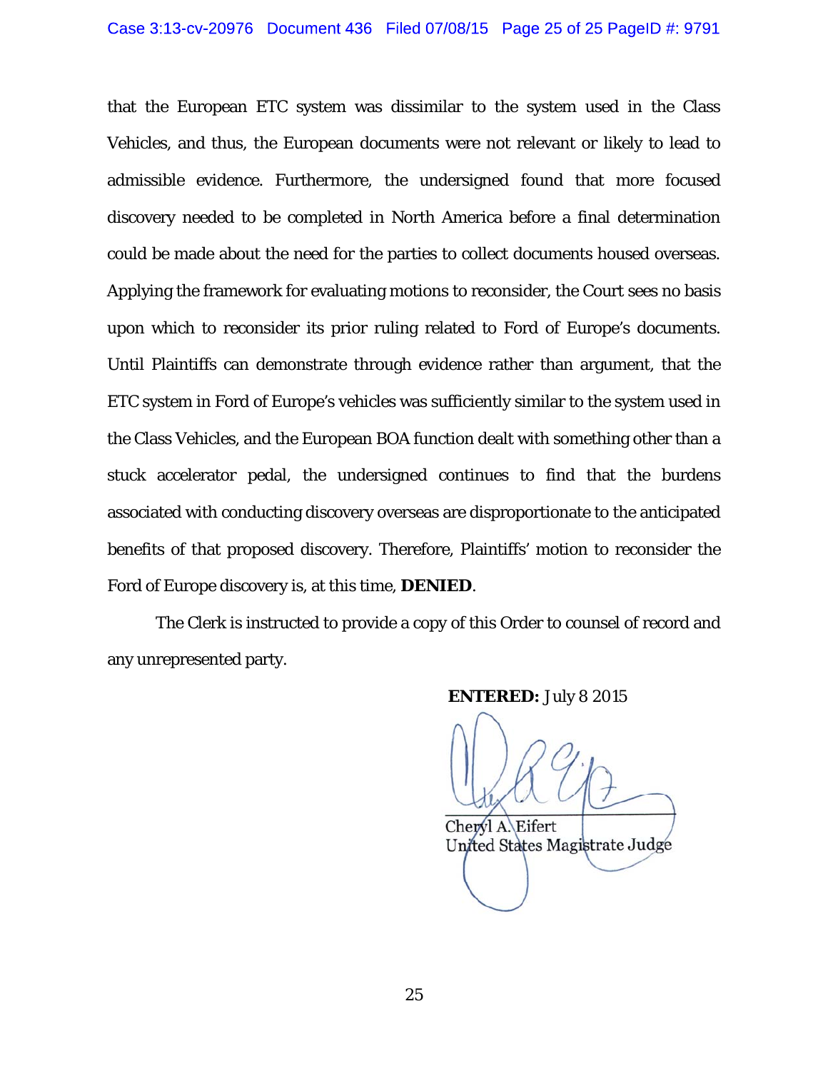that the European ETC system was dissimilar to the system used in the Class Vehicles, and thus, the European documents were not relevant or likely to lead to admissible evidence. Furthermore, the undersigned found that more focused discovery needed to be completed in North America before a final determination could be made about the need for the parties to collect documents housed overseas. Applying the framework for evaluating motions to reconsider, the Court sees no basis upon which to reconsider its prior ruling related to Ford of Europe's documents. Until Plaintiffs can demonstrate through evidence rather than argument, that the ETC system in Ford of Europe's vehicles was sufficiently similar to the system used in the Class Vehicles, and the European BOA function dealt with something other than a stuck accelerator pedal, the undersigned continues to find that the burdens associated with conducting discovery overseas are disproportionate to the anticipated benefits of that proposed discovery. Therefore, Plaintiffs' motion to reconsider the Ford of Europe discovery is, at this time, **DENIED**.

The Clerk is instructed to provide a copy of this Order to counsel of record and any unrepresented party.

**ENTERED:** July 8 2015

Cheryl A. Eifert
United States Magistrate Judge